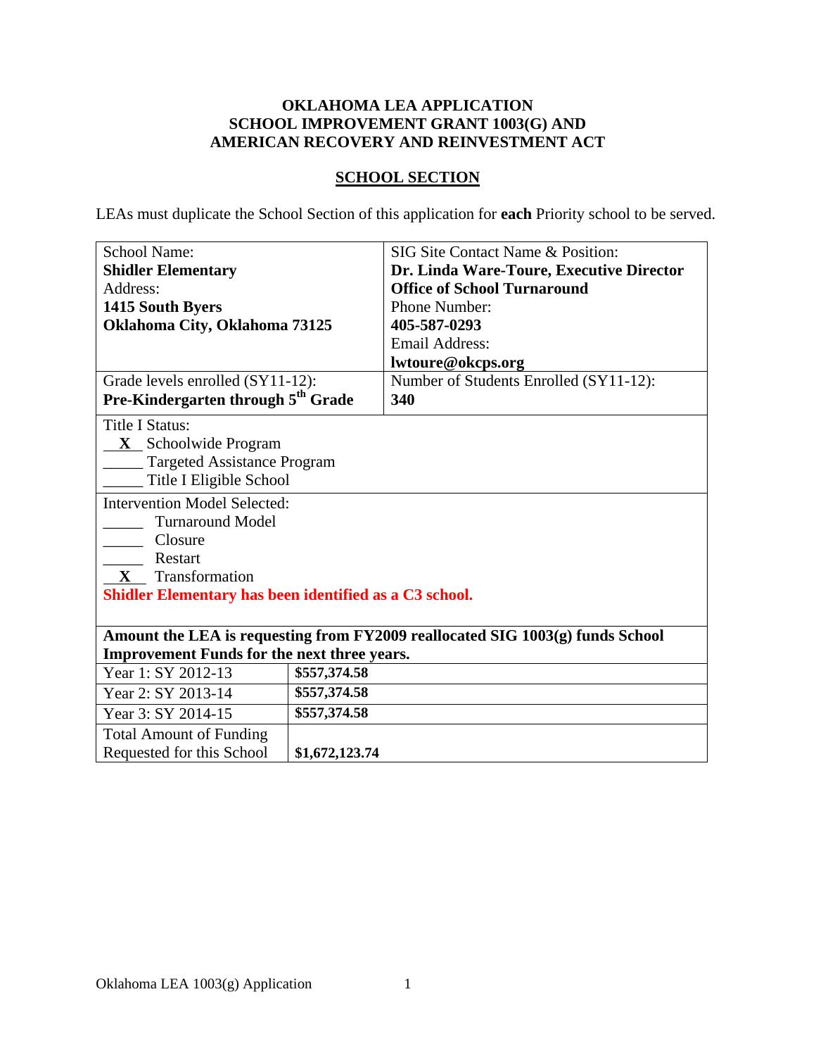# OKLAHOMA LEA APPLICATION
# SCHOOL IMPROVEMENT GRANT 1003(G) AND
# AMERICAN RECOVERY AND REINVESTMENT ACT

## SCHOOL SECTION

LEAs must duplicate the School Section of this application for **each** Priority school to be served.

| School Name: **Shidler Elementary** Address: **1415 South Byers** **Oklahoma City, Oklahoma 73125** | SIG Site Contact Name & Position: **Dr. Linda Ware-Toure, Executive Director** **Office of School Turnaround** Phone Number: **405-587-0293** Email Address: **lwtoure@okcps.org** |
|---|---|
| Grade levels enrolled (SY11-12): **Pre-Kindergarten through 5th Grade** | Number of Students Enrolled (SY11-12): **340** |

Title I Status:
__X__ Schoolwide Program
_____ Targeted Assistance Program
_____ Title I Eligible School

Intervention Model Selected:
_____ Turnaround Model
_____ Closure
_____ Restart
__X__ Transformation

**Shidler Elementary has been identified as a C3 school.**

| **Amount the LEA is requesting from FY2009 reallocated SIG 1003(g) funds School Improvement Funds for the next three years.** | |
|---|---|
| Year 1: SY 2012-13 | **$557,374.58** |
| Year 2: SY 2013-14 | **$557,374.58** |
| Year 3: SY 2014-15 | **$557,374.58** |
| Total Amount of Funding Requested for this School | **$1,672,123.74** |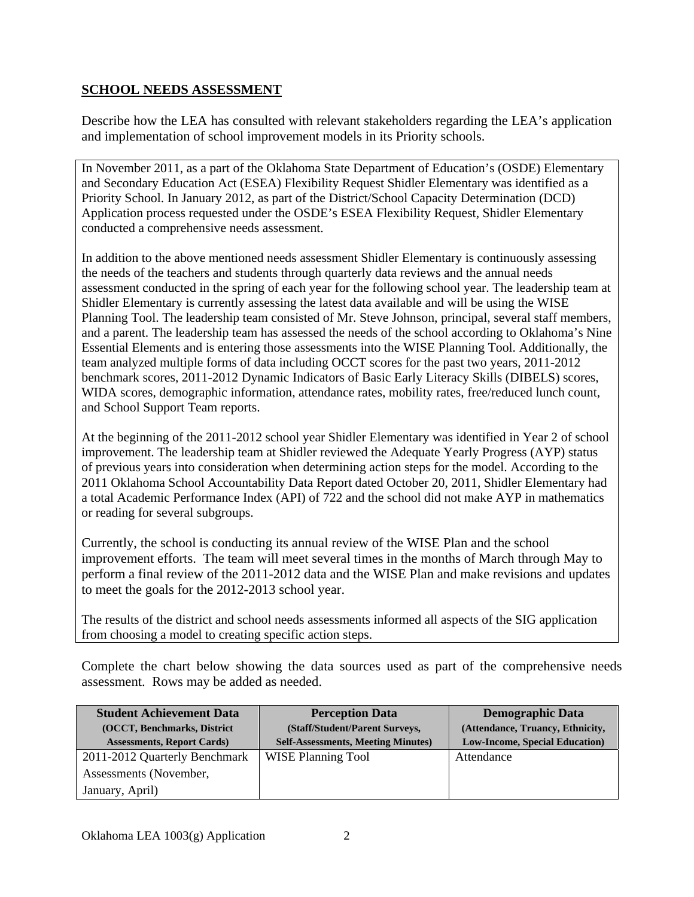## SCHOOL NEEDS ASSESSMENT

Describe how the LEA has consulted with relevant stakeholders regarding the LEA's application and implementation of school improvement models in its Priority schools.

In November 2011, as a part of the Oklahoma State Department of Education's (OSDE) Elementary and Secondary Education Act (ESEA) Flexibility Request Shidler Elementary was identified as a Priority School. In January 2012, as part of the District/School Capacity Determination (DCD) Application process requested under the OSDE's ESEA Flexibility Request, Shidler Elementary conducted a comprehensive needs assessment.

In addition to the above mentioned needs assessment Shidler Elementary is continuously assessing the needs of the teachers and students through quarterly data reviews and the annual needs assessment conducted in the spring of each year for the following school year. The leadership team at Shidler Elementary is currently assessing the latest data available and will be using the WISE Planning Tool. The leadership team consisted of Mr. Steve Johnson, principal, several staff members, and a parent. The leadership team has assessed the needs of the school according to Oklahoma's Nine Essential Elements and is entering those assessments into the WISE Planning Tool. Additionally, the team analyzed multiple forms of data including OCCT scores for the past two years, 2011-2012 benchmark scores, 2011-2012 Dynamic Indicators of Basic Early Literacy Skills (DIBELS) scores, WIDA scores, demographic information, attendance rates, mobility rates, free/reduced lunch count, and School Support Team reports.

At the beginning of the 2011-2012 school year Shidler Elementary was identified in Year 2 of school improvement. The leadership team at Shidler reviewed the Adequate Yearly Progress (AYP) status of previous years into consideration when determining action steps for the model. According to the 2011 Oklahoma School Accountability Data Report dated October 20, 2011, Shidler Elementary had a total Academic Performance Index (API) of 722 and the school did not make AYP in mathematics or reading for several subgroups.

Currently, the school is conducting its annual review of the WISE Plan and the school improvement efforts. The team will meet several times in the months of March through May to perform a final review of the 2011-2012 data and the WISE Plan and make revisions and updates to meet the goals for the 2012-2013 school year.

The results of the district and school needs assessments informed all aspects of the SIG application from choosing a model to creating specific action steps.

Complete the chart below showing the data sources used as part of the comprehensive needs assessment. Rows may be added as needed.

| Student Achievement Data (OCCT, Benchmarks, District Assessments, Report Cards) | Perception Data (Staff/Student/Parent Surveys, Self-Assessments, Meeting Minutes) | Demographic Data (Attendance, Truancy, Ethnicity, Low-Income, Special Education) |
|---|---|---|
| 2011-2012 Quarterly Benchmark Assessments (November, January, April) | WISE Planning Tool | Attendance |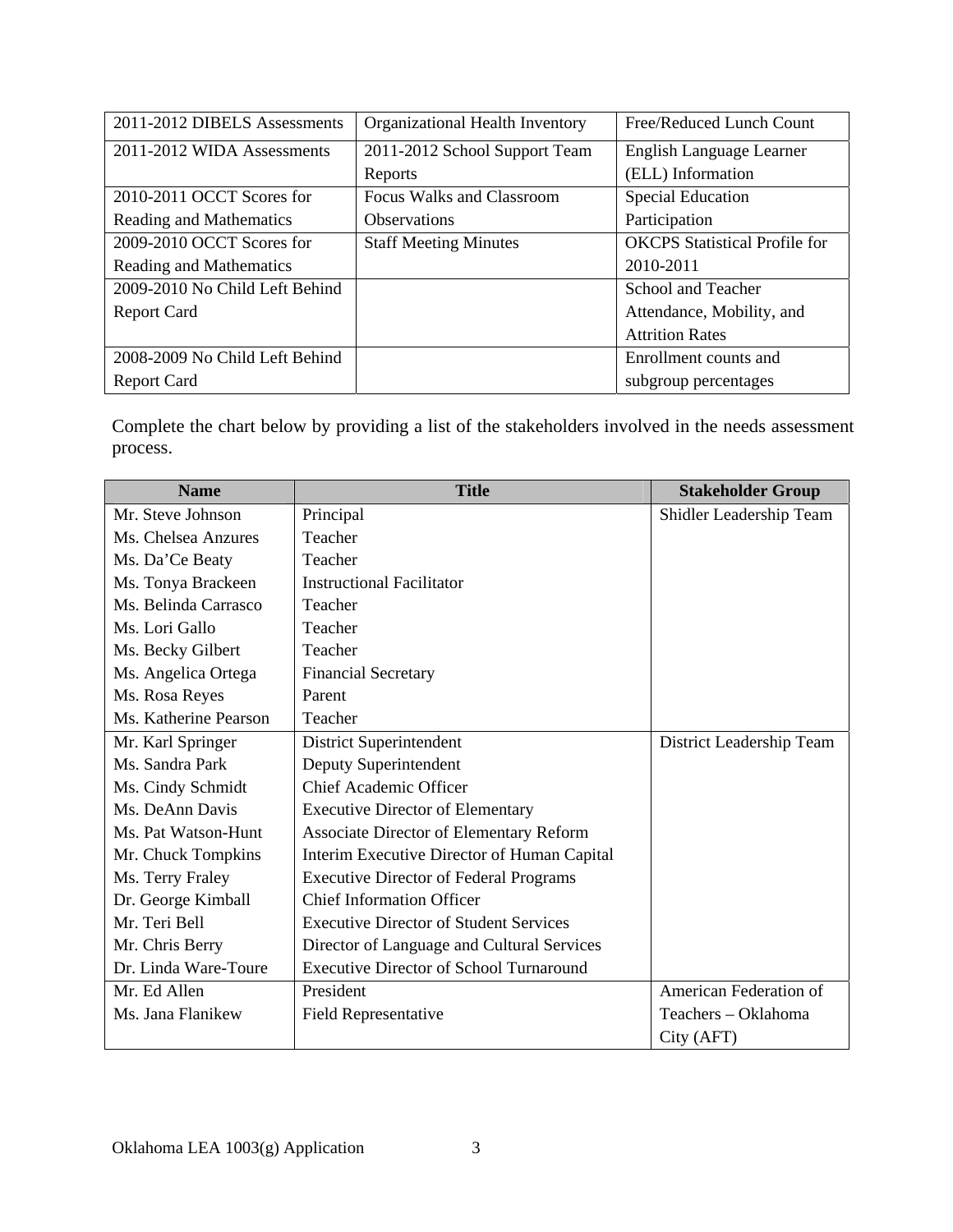| | | |
|---|---|---|
| 2011-2012 DIBELS Assessments | Organizational Health Inventory | Free/Reduced Lunch Count |
| 2011-2012 WIDA Assessments | 2011-2012 School Support Team Reports | English Language Learner (ELL) Information |
| 2010-2011 OCCT Scores for Reading and Mathematics | Focus Walks and Classroom Observations | Special Education Participation |
| 2009-2010 OCCT Scores for Reading and Mathematics | Staff Meeting Minutes | OKCPS Statistical Profile for 2010-2011 |
| 2009-2010 No Child Left Behind Report Card | | School and Teacher Attendance, Mobility, and Attrition Rates |
| 2008-2009 No Child Left Behind Report Card | | Enrollment counts and subgroup percentages |

Complete the chart below by providing a list of the stakeholders involved in the needs assessment process.

| Name | Title | Stakeholder Group |
|---|---|---|
| Mr. Steve Johnson | Principal | Shidler Leadership Team |
| Ms. Chelsea Anzures | Teacher | |
| Ms. Da'Ce Beaty | Teacher | |
| Ms. Tonya Brackeen | Instructional Facilitator | |
| Ms. Belinda Carrasco | Teacher | |
| Ms. Lori Gallo | Teacher | |
| Ms. Becky Gilbert | Teacher | |
| Ms. Angelica Ortega | Financial Secretary | |
| Ms. Rosa Reyes | Parent | |
| Ms. Katherine Pearson | Teacher | |
| Mr. Karl Springer | District Superintendent | District Leadership Team |
| Ms. Sandra Park | Deputy Superintendent | |
| Ms. Cindy Schmidt | Chief Academic Officer | |
| Ms. DeAnn Davis | Executive Director of Elementary | |
| Ms. Pat Watson-Hunt | Associate Director of Elementary Reform | |
| Mr. Chuck Tompkins | Interim Executive Director of Human Capital | |
| Ms. Terry Fraley | Executive Director of Federal Programs | |
| Dr. George Kimball | Chief Information Officer | |
| Mr. Teri Bell | Executive Director of Student Services | |
| Mr. Chris Berry | Director of Language and Cultural Services | |
| Dr. Linda Ware-Toure | Executive Director of School Turnaround | |
| Mr. Ed Allen | President | American Federation of Teachers – Oklahoma City (AFT) |
| Ms. Jana Flanikew | Field Representative | |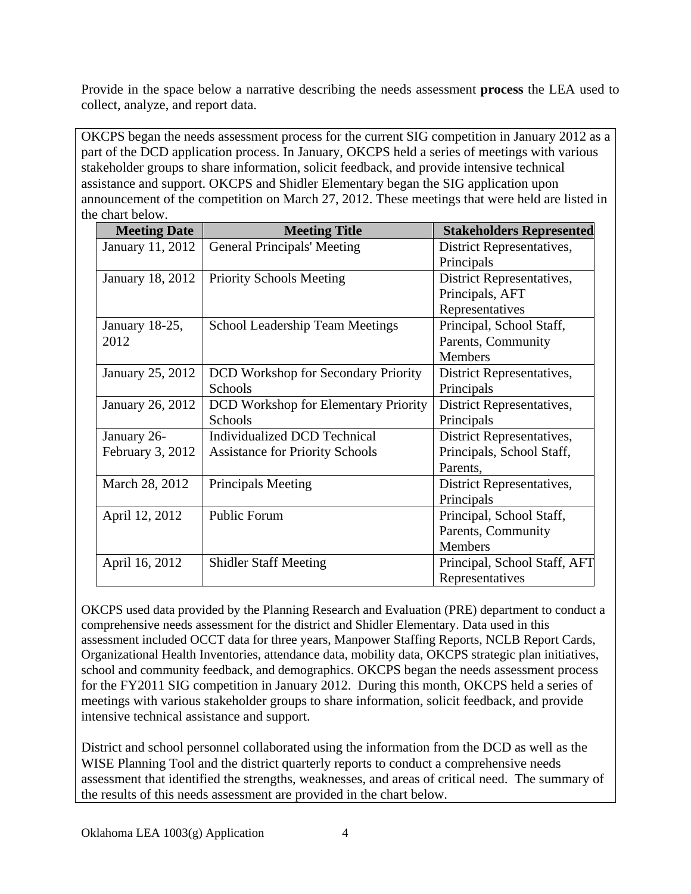Provide in the space below a narrative describing the needs assessment **process** the LEA used to collect, analyze, and report data.

OKCPS began the needs assessment process for the current SIG competition in January 2012 as a part of the DCD application process. In January, OKCPS held a series of meetings with various stakeholder groups to share information, solicit feedback, and provide intensive technical assistance and support. OKCPS and Shidler Elementary began the SIG application upon announcement of the competition on March 27, 2012. These meetings that were held are listed in the chart below.

| Meeting Date | Meeting Title | Stakeholders Represented |
|---|---|---|
| January 11, 2012 | General Principals' Meeting | District Representatives, Principals |
| January 18, 2012 | Priority Schools Meeting | District Representatives, Principals, AFT Representatives |
| January 18-25, 2012 | School Leadership Team Meetings | Principal, School Staff, Parents, Community Members |
| January 25, 2012 | DCD Workshop for Secondary Priority Schools | District Representatives, Principals |
| January 26, 2012 | DCD Workshop for Elementary Priority Schools | District Representatives, Principals |
| January 26-February 3, 2012 | Individualized DCD Technical Assistance for Priority Schools | District Representatives, Principals, School Staff, Parents, |
| March 28, 2012 | Principals Meeting | District Representatives, Principals |
| April 12, 2012 | Public Forum | Principal, School Staff, Parents, Community Members |
| April 16, 2012 | Shidler Staff Meeting | Principal, School Staff, AFT Representatives |

OKCPS used data provided by the Planning Research and Evaluation (PRE) department to conduct a comprehensive needs assessment for the district and Shidler Elementary. Data used in this assessment included OCCT data for three years, Manpower Staffing Reports, NCLB Report Cards, Organizational Health Inventories, attendance data, mobility data, OKCPS strategic plan initiatives, school and community feedback, and demographics. OKCPS began the needs assessment process for the FY2011 SIG competition in January 2012. During this month, OKCPS held a series of meetings with various stakeholder groups to share information, solicit feedback, and provide intensive technical assistance and support.

District and school personnel collaborated using the information from the DCD as well as the WISE Planning Tool and the district quarterly reports to conduct a comprehensive needs assessment that identified the strengths, weaknesses, and areas of critical need. The summary of the results of this needs assessment are provided in the chart below.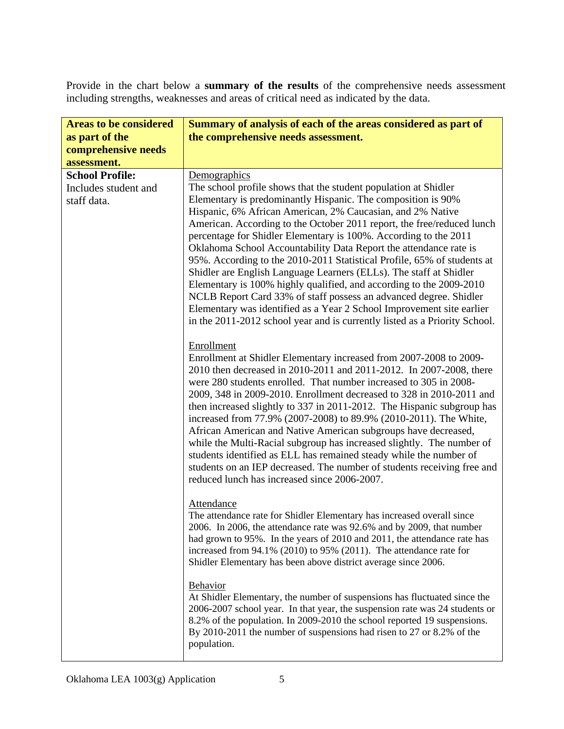Provide in the chart below a **summary of the results** of the comprehensive needs assessment including strengths, weaknesses and areas of critical need as indicated by the data.

| **Areas to be considered as part of the comprehensive needs assessment.** | **Summary of analysis of each of the areas considered as part of the comprehensive needs assessment.** |
|---|---|
| **School Profile:** Includes student and staff data. | Demographics<br>The school profile shows that the student population at Shidler Elementary is predominantly Hispanic. The composition is 90% Hispanic, 6% African American, 2% Caucasian, and 2% Native American. According to the October 2011 report, the free/reduced lunch percentage for Shidler Elementary is 100%. According to the 2011 Oklahoma School Accountability Data Report the attendance rate is 95%. According to the 2010-2011 Statistical Profile, 65% of students at Shidler are English Language Learners (ELLs). The staff at Shidler Elementary is 100% highly qualified, and according to the 2009-2010 NCLB Report Card 33% of staff possess an advanced degree. Shidler Elementary was identified as a Year 2 School Improvement site earlier in the 2011-2012 school year and is currently listed as a Priority School.<br><br>Enrollment<br>Enrollment at Shidler Elementary increased from 2007-2008 to 2009-2010 then decreased in 2010-2011 and 2011-2012. In 2007-2008, there were 280 students enrolled. That number increased to 305 in 2008-2009, 348 in 2009-2010. Enrollment decreased to 328 in 2010-2011 and then increased slightly to 337 in 2011-2012. The Hispanic subgroup has increased from 77.9% (2007-2008) to 89.9% (2010-2011). The White, African American and Native American subgroups have decreased, while the Multi-Racial subgroup has increased slightly. The number of students identified as ELL has remained steady while the number of students on an IEP decreased. The number of students receiving free and reduced lunch has increased since 2006-2007.<br><br>Attendance<br>The attendance rate for Shidler Elementary has increased overall since 2006. In 2006, the attendance rate was 92.6% and by 2009, that number had grown to 95%. In the years of 2010 and 2011, the attendance rate has increased from 94.1% (2010) to 95% (2011). The attendance rate for Shidler Elementary has been above district average since 2006.<br><br>Behavior<br>At Shidler Elementary, the number of suspensions has fluctuated since the 2006-2007 school year. In that year, the suspension rate was 24 students or 8.2% of the population. In 2009-2010 the school reported 19 suspensions. By 2010-2011 the number of suspensions had risen to 27 or 8.2% of the population. |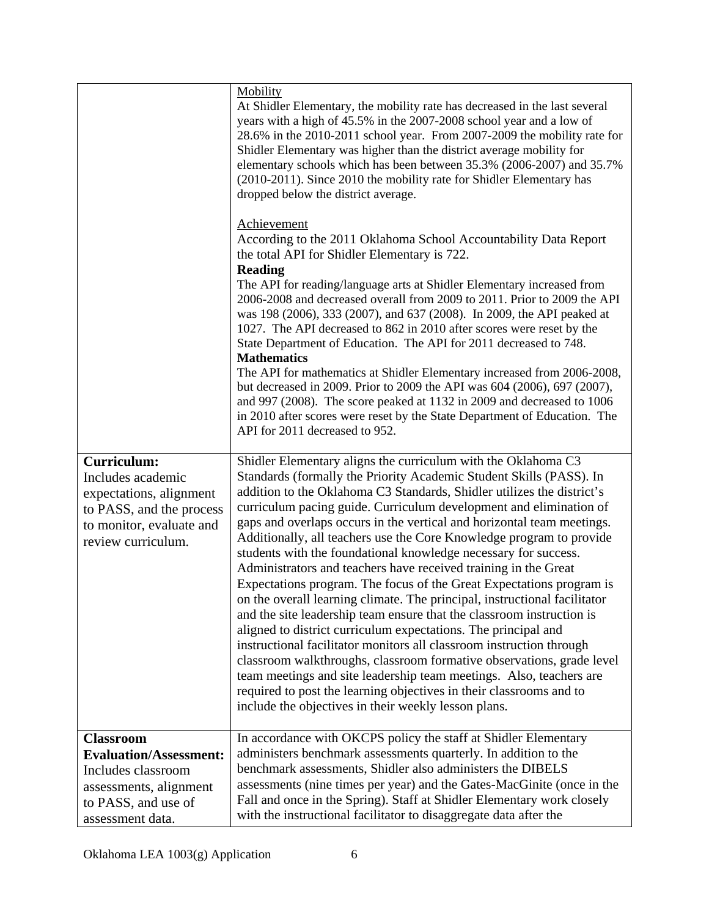| | |
|---|---|
| | Mobility<br>At Shidler Elementary, the mobility rate has decreased in the last several years with a high of 45.5% in the 2007-2008 school year and a low of 28.6% in the 2010-2011 school year. From 2007-2009 the mobility rate for Shidler Elementary was higher than the district average mobility for elementary schools which has been between 35.3% (2006-2007) and 35.7% (2010-2011). Since 2010 the mobility rate for Shidler Elementary has dropped below the district average.<br><br>Achievement<br>According to the 2011 Oklahoma School Accountability Data Report the total API for Shidler Elementary is 722.<br>**Reading**<br>The API for reading/language arts at Shidler Elementary increased from 2006-2008 and decreased overall from 2009 to 2011. Prior to 2009 the API was 198 (2006), 333 (2007), and 637 (2008). In 2009, the API peaked at 1027. The API decreased to 862 in 2010 after scores were reset by the State Department of Education. The API for 2011 decreased to 748.<br>**Mathematics**<br>The API for mathematics at Shidler Elementary increased from 2006-2008, but decreased in 2009. Prior to 2009 the API was 604 (2006), 697 (2007), and 997 (2008). The score peaked at 1132 in 2009 and decreased to 1006 in 2010 after scores were reset by the State Department of Education. The API for 2011 decreased to 952. |
| **Curriculum:**<br>Includes academic expectations, alignment to PASS, and the process to monitor, evaluate and review curriculum. | Shidler Elementary aligns the curriculum with the Oklahoma C3 Standards (formally the Priority Academic Student Skills (PASS). In addition to the Oklahoma C3 Standards, Shidler utilizes the district's curriculum pacing guide. Curriculum development and elimination of gaps and overlaps occurs in the vertical and horizontal team meetings. Additionally, all teachers use the Core Knowledge program to provide students with the foundational knowledge necessary for success. Administrators and teachers have received training in the Great Expectations program. The focus of the Great Expectations program is on the overall learning climate. The principal, instructional facilitator and the site leadership team ensure that the classroom instruction is aligned to district curriculum expectations. The principal and instructional facilitator monitors all classroom instruction through classroom walkthroughs, classroom formative observations, grade level team meetings and site leadership team meetings. Also, teachers are required to post the learning objectives in their classrooms and to include the objectives in their weekly lesson plans. |
| **Classroom Evaluation/Assessment:**<br>Includes classroom assessments, alignment to PASS, and use of assessment data. | In accordance with OKCPS policy the staff at Shidler Elementary administers benchmark assessments quarterly. In addition to the benchmark assessments, Shidler also administers the DIBELS assessments (nine times per year) and the Gates-MacGinite (once in the Fall and once in the Spring). Staff at Shidler Elementary work closely with the instructional facilitator to disaggregate data after the |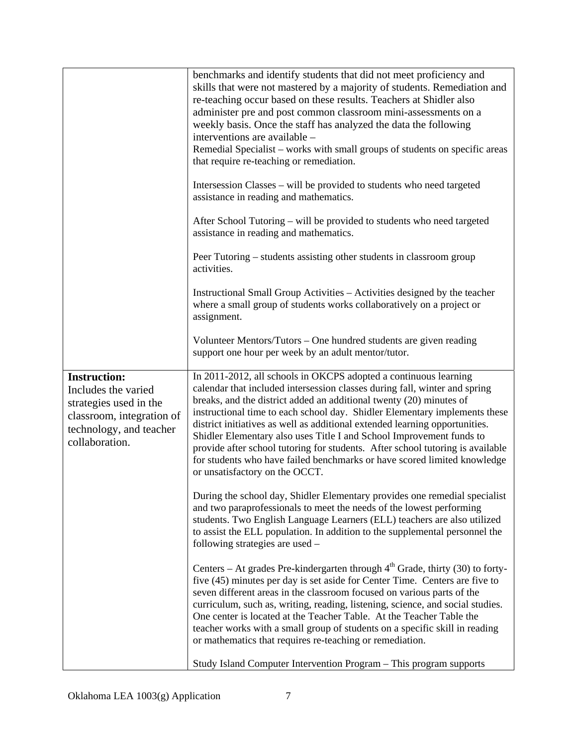| | |
|---|---|
| | benchmarks and identify students that did not meet proficiency and skills that were not mastered by a majority of students. Remediation and re-teaching occur based on these results. Teachers at Shidler also administer pre and post common classroom mini-assessments on a weekly basis. Once the staff has analyzed the data the following interventions are available –<br>Remedial Specialist – works with small groups of students on specific areas that require re-teaching or remediation.<br><br>Intersession Classes – will be provided to students who need targeted assistance in reading and mathematics.<br><br>After School Tutoring – will be provided to students who need targeted assistance in reading and mathematics.<br><br>Peer Tutoring – students assisting other students in classroom group activities.<br><br>Instructional Small Group Activities – Activities designed by the teacher where a small group of students works collaboratively on a project or assignment.<br><br>Volunteer Mentors/Tutors – One hundred students are given reading support one hour per week by an adult mentor/tutor. |
| **Instruction:** Includes the varied strategies used in the classroom, integration of technology, and teacher collaboration. | In 2011-2012, all schools in OKCPS adopted a continuous learning calendar that included intersession classes during fall, winter and spring breaks, and the district added an additional twenty (20) minutes of instructional time to each school day. Shidler Elementary implements these district initiatives as well as additional extended learning opportunities. Shidler Elementary also uses Title I and School Improvement funds to provide after school tutoring for students. After school tutoring is available for students who have failed benchmarks or have scored limited knowledge or unsatisfactory on the OCCT.<br><br>During the school day, Shidler Elementary provides one remedial specialist and two paraprofessionals to meet the needs of the lowest performing students. Two English Language Learners (ELL) teachers are also utilized to assist the ELL population. In addition to the supplemental personnel the following strategies are used –<br><br>Centers – At grades Pre-kindergarten through 4th Grade, thirty (30) to forty-five (45) minutes per day is set aside for Center Time. Centers are five to seven different areas in the classroom focused on various parts of the curriculum, such as, writing, reading, listening, science, and social studies. One center is located at the Teacher Table. At the Teacher Table the teacher works with a small group of students on a specific skill in reading or mathematics that requires re-teaching or remediation.<br><br>Study Island Computer Intervention Program – This program supports |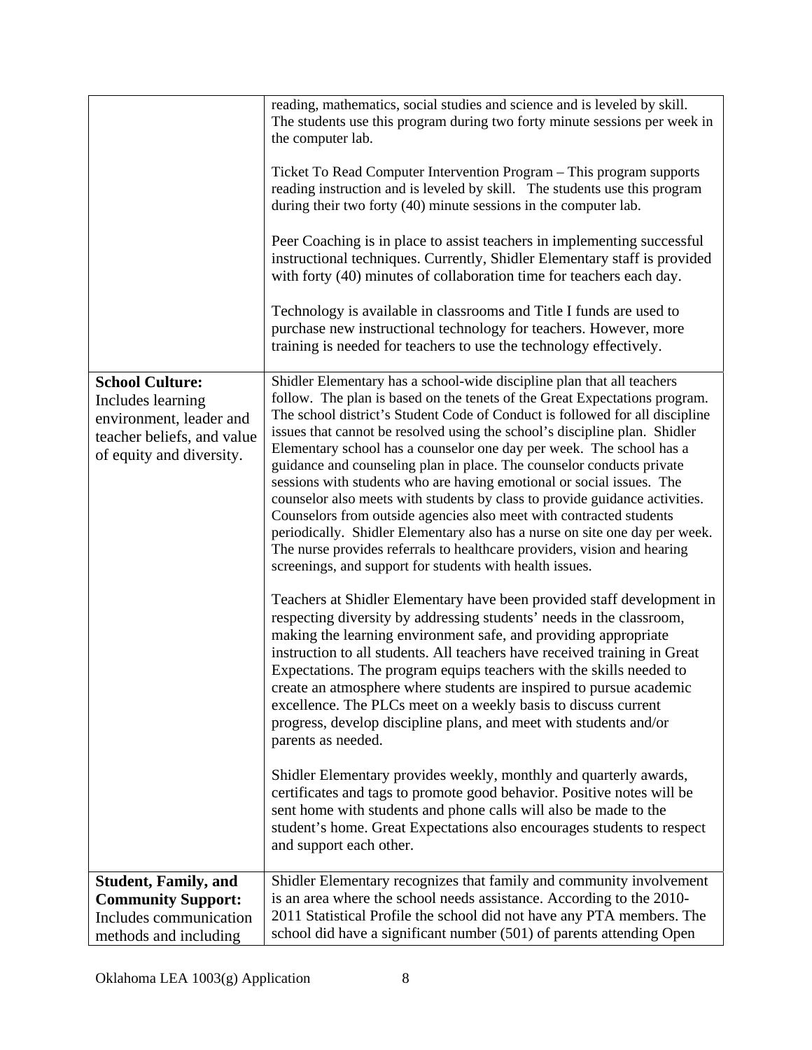| | |
|---|---|
| | reading, mathematics, social studies and science and is leveled by skill. The students use this program during two forty minute sessions per week in the computer lab.<br><br>Ticket To Read Computer Intervention Program – This program supports reading instruction and is leveled by skill. The students use this program during their two forty (40) minute sessions in the computer lab.<br><br>Peer Coaching is in place to assist teachers in implementing successful instructional techniques. Currently, Shidler Elementary staff is provided with forty (40) minutes of collaboration time for teachers each day.<br><br>Technology is available in classrooms and Title I funds are used to purchase new instructional technology for teachers. However, more training is needed for teachers to use the technology effectively. |
| **School Culture:** Includes learning environment, leader and teacher beliefs, and value of equity and diversity. | Shidler Elementary has a school-wide discipline plan that all teachers follow. The plan is based on the tenets of the Great Expectations program. The school district's Student Code of Conduct is followed for all discipline issues that cannot be resolved using the school's discipline plan. Shidler Elementary school has a counselor one day per week. The school has a guidance and counseling plan in place. The counselor conducts private sessions with students who are having emotional or social issues. The counselor also meets with students by class to provide guidance activities. Counselors from outside agencies also meet with contracted students periodically. Shidler Elementary also has a nurse on site one day per week. The nurse provides referrals to healthcare providers, vision and hearing screenings, and support for students with health issues.<br><br>Teachers at Shidler Elementary have been provided staff development in respecting diversity by addressing students' needs in the classroom, making the learning environment safe, and providing appropriate instruction to all students. All teachers have received training in Great Expectations. The program equips teachers with the skills needed to create an atmosphere where students are inspired to pursue academic excellence. The PLCs meet on a weekly basis to discuss current progress, develop discipline plans, and meet with students and/or parents as needed.<br><br>Shidler Elementary provides weekly, monthly and quarterly awards, certificates and tags to promote good behavior. Positive notes will be sent home with students and phone calls will also be made to the student's home. Great Expectations also encourages students to respect and support each other. |
| **Student, Family, and Community Support:** Includes communication methods and including | Shidler Elementary recognizes that family and community involvement is an area where the school needs assistance. According to the 2010-2011 Statistical Profile the school did not have any PTA members. The school did have a significant number (501) of parents attending Open |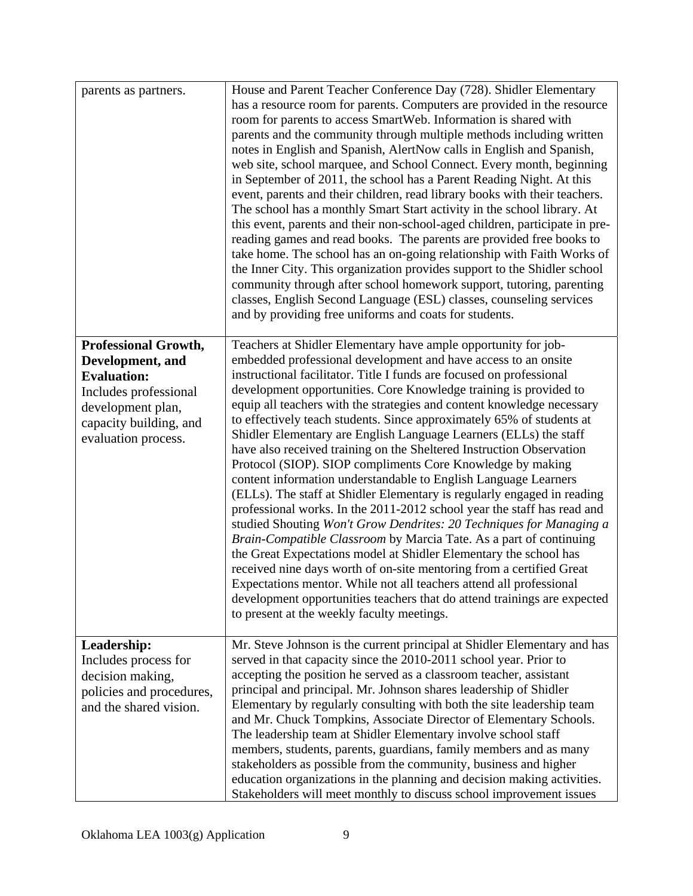| | |
|---|---|
| parents as partners. | House and Parent Teacher Conference Day (728). Shidler Elementary has a resource room for parents. Computers are provided in the resource room for parents to access SmartWeb. Information is shared with parents and the community through multiple methods including written notes in English and Spanish, AlertNow calls in English and Spanish, web site, school marquee, and School Connect. Every month, beginning in September of 2011, the school has a Parent Reading Night. At this event, parents and their children, read library books with their teachers. The school has a monthly Smart Start activity in the school library. At this event, parents and their non-school-aged children, participate in pre-reading games and read books. The parents are provided free books to take home. The school has an on-going relationship with Faith Works of the Inner City. This organization provides support to the Shidler school community through after school homework support, tutoring, parenting classes, English Second Language (ESL) classes, counseling services and by providing free uniforms and coats for students. |
| **Professional Growth, Development, and Evaluation:** Includes professional development plan, capacity building, and evaluation process. | Teachers at Shidler Elementary have ample opportunity for job-embedded professional development and have access to an onsite instructional facilitator. Title I funds are focused on professional development opportunities. Core Knowledge training is provided to equip all teachers with the strategies and content knowledge necessary to effectively teach students. Since approximately 65% of students at Shidler Elementary are English Language Learners (ELLs) the staff have also received training on the Sheltered Instruction Observation Protocol (SIOP). SIOP compliments Core Knowledge by making content information understandable to English Language Learners (ELLs). The staff at Shidler Elementary is regularly engaged in reading professional works. In the 2011-2012 school year the staff has read and studied Shouting *Won't Grow Dendrites: 20 Techniques for Managing a Brain-Compatible Classroom* by Marcia Tate. As a part of continuing the Great Expectations model at Shidler Elementary the school has received nine days worth of on-site mentoring from a certified Great Expectations mentor. While not all teachers attend all professional development opportunities teachers that do attend trainings are expected to present at the weekly faculty meetings. |
| **Leadership:** Includes process for decision making, policies and procedures, and the shared vision. | Mr. Steve Johnson is the current principal at Shidler Elementary and has served in that capacity since the 2010-2011 school year. Prior to accepting the position he served as a classroom teacher, assistant principal and principal. Mr. Johnson shares leadership of Shidler Elementary by regularly consulting with both the site leadership team and Mr. Chuck Tompkins, Associate Director of Elementary Schools. The leadership team at Shidler Elementary involve school staff members, students, parents, guardians, family members and as many stakeholders as possible from the community, business and higher education organizations in the planning and decision making activities. Stakeholders will meet monthly to discuss school improvement issues |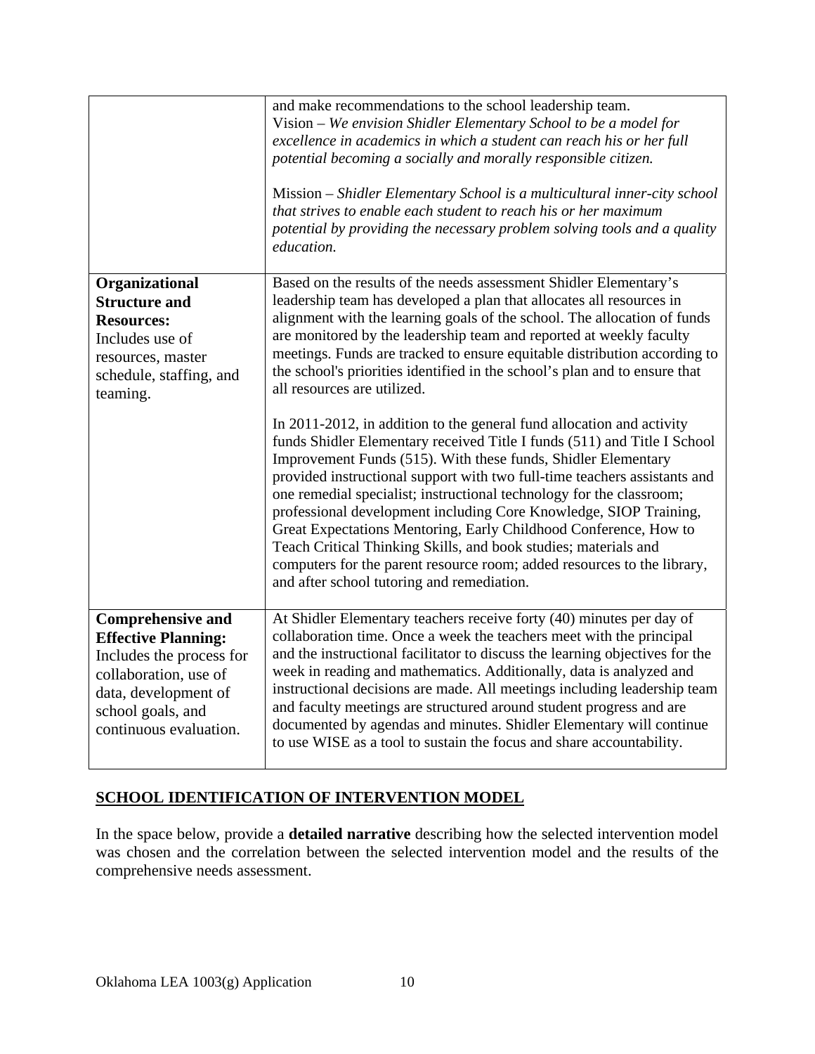| | |
|---|---|
| | and make recommendations to the school leadership team.<br>Vision – *We envision Shidler Elementary School to be a model for excellence in academics in which a student can reach his or her full potential becoming a socially and morally responsible citizen.*<br><br>Mission – *Shidler Elementary School is a multicultural inner-city school that strives to enable each student to reach his or her maximum potential by providing the necessary problem solving tools and a quality education.* |
| **Organizational Structure and Resources:** Includes use of resources, master schedule, staffing, and teaming. | Based on the results of the needs assessment Shidler Elementary's leadership team has developed a plan that allocates all resources in alignment with the learning goals of the school. The allocation of funds are monitored by the leadership team and reported at weekly faculty meetings. Funds are tracked to ensure equitable distribution according to the school's priorities identified in the school's plan and to ensure that all resources are utilized.<br><br>In 2011-2012, in addition to the general fund allocation and activity funds Shidler Elementary received Title I funds (511) and Title I School Improvement Funds (515). With these funds, Shidler Elementary provided instructional support with two full-time teachers assistants and one remedial specialist; instructional technology for the classroom; professional development including Core Knowledge, SIOP Training, Great Expectations Mentoring, Early Childhood Conference, How to Teach Critical Thinking Skills, and book studies; materials and computers for the parent resource room; added resources to the library, and after school tutoring and remediation. |
| **Comprehensive and Effective Planning:** Includes the process for collaboration, use of data, development of school goals, and continuous evaluation. | At Shidler Elementary teachers receive forty (40) minutes per day of collaboration time. Once a week the teachers meet with the principal and the instructional facilitator to discuss the learning objectives for the week in reading and mathematics. Additionally, data is analyzed and instructional decisions are made. All meetings including leadership team and faculty meetings are structured around student progress and are documented by agendas and minutes. Shidler Elementary will continue to use WISE as a tool to sustain the focus and share accountability. |

## SCHOOL IDENTIFICATION OF INTERVENTION MODEL

In the space below, provide a **detailed narrative** describing how the selected intervention model was chosen and the correlation between the selected intervention model and the results of the comprehensive needs assessment.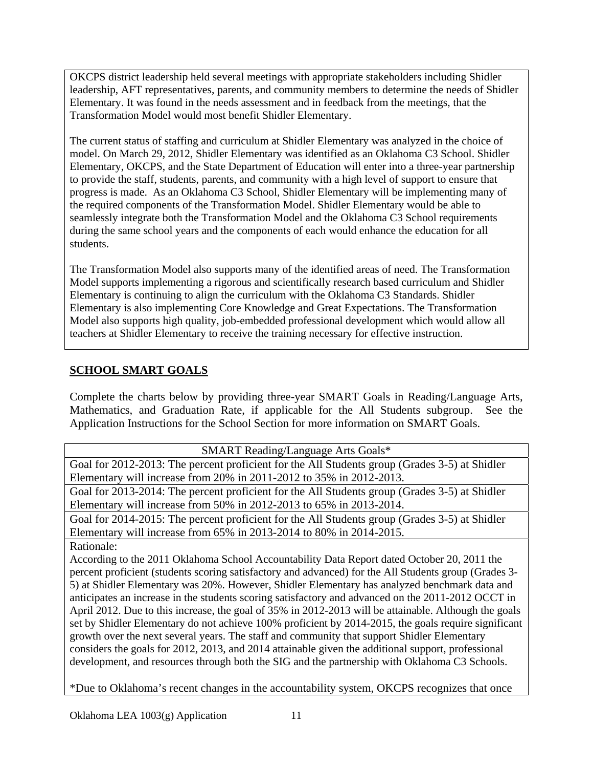OKCPS district leadership held several meetings with appropriate stakeholders including Shidler leadership, AFT representatives, parents, and community members to determine the needs of Shidler Elementary. It was found in the needs assessment and in feedback from the meetings, that the Transformation Model would most benefit Shidler Elementary.

The current status of staffing and curriculum at Shidler Elementary was analyzed in the choice of model. On March 29, 2012, Shidler Elementary was identified as an Oklahoma C3 School. Shidler Elementary, OKCPS, and the State Department of Education will enter into a three-year partnership to provide the staff, students, parents, and community with a high level of support to ensure that progress is made. As an Oklahoma C3 School, Shidler Elementary will be implementing many of the required components of the Transformation Model. Shidler Elementary would be able to seamlessly integrate both the Transformation Model and the Oklahoma C3 School requirements during the same school years and the components of each would enhance the education for all students.

The Transformation Model also supports many of the identified areas of need. The Transformation Model supports implementing a rigorous and scientifically research based curriculum and Shidler Elementary is continuing to align the curriculum with the Oklahoma C3 Standards. Shidler Elementary is also implementing Core Knowledge and Great Expectations. The Transformation Model also supports high quality, job-embedded professional development which would allow all teachers at Shidler Elementary to receive the training necessary for effective instruction.

## SCHOOL SMART GOALS

Complete the charts below by providing three-year SMART Goals in Reading/Language Arts, Mathematics, and Graduation Rate, if applicable for the All Students subgroup. See the Application Instructions for the School Section for more information on SMART Goals.

| SMART Reading/Language Arts Goals* |
|---|
| Goal for 2012-2013: The percent proficient for the All Students group (Grades 3-5) at Shidler Elementary will increase from 20% in 2011-2012 to 35% in 2012-2013. |
| Goal for 2013-2014: The percent proficient for the All Students group (Grades 3-5) at Shidler Elementary will increase from 50% in 2012-2013 to 65% in 2013-2014. |
| Goal for 2014-2015: The percent proficient for the All Students group (Grades 3-5) at Shidler Elementary will increase from 65% in 2013-2014 to 80% in 2014-2015. |
| Rationale:<br>According to the 2011 Oklahoma School Accountability Data Report dated October 20, 2011 the percent proficient (students scoring satisfactory and advanced) for the All Students group (Grades 3-5) at Shidler Elementary was 20%. However, Shidler Elementary has analyzed benchmark data and anticipates an increase in the students scoring satisfactory and advanced on the 2011-2012 OCCT in April 2012. Due to this increase, the goal of 35% in 2012-2013 will be attainable. Although the goals set by Shidler Elementary do not achieve 100% proficient by 2014-2015, the goals require significant growth over the next several years. The staff and community that support Shidler Elementary considers the goals for 2012, 2013, and 2014 attainable given the additional support, professional development, and resources through both the SIG and the partnership with Oklahoma C3 Schools.<br><br>*Due to Oklahoma's recent changes in the accountability system, OKCPS recognizes that once |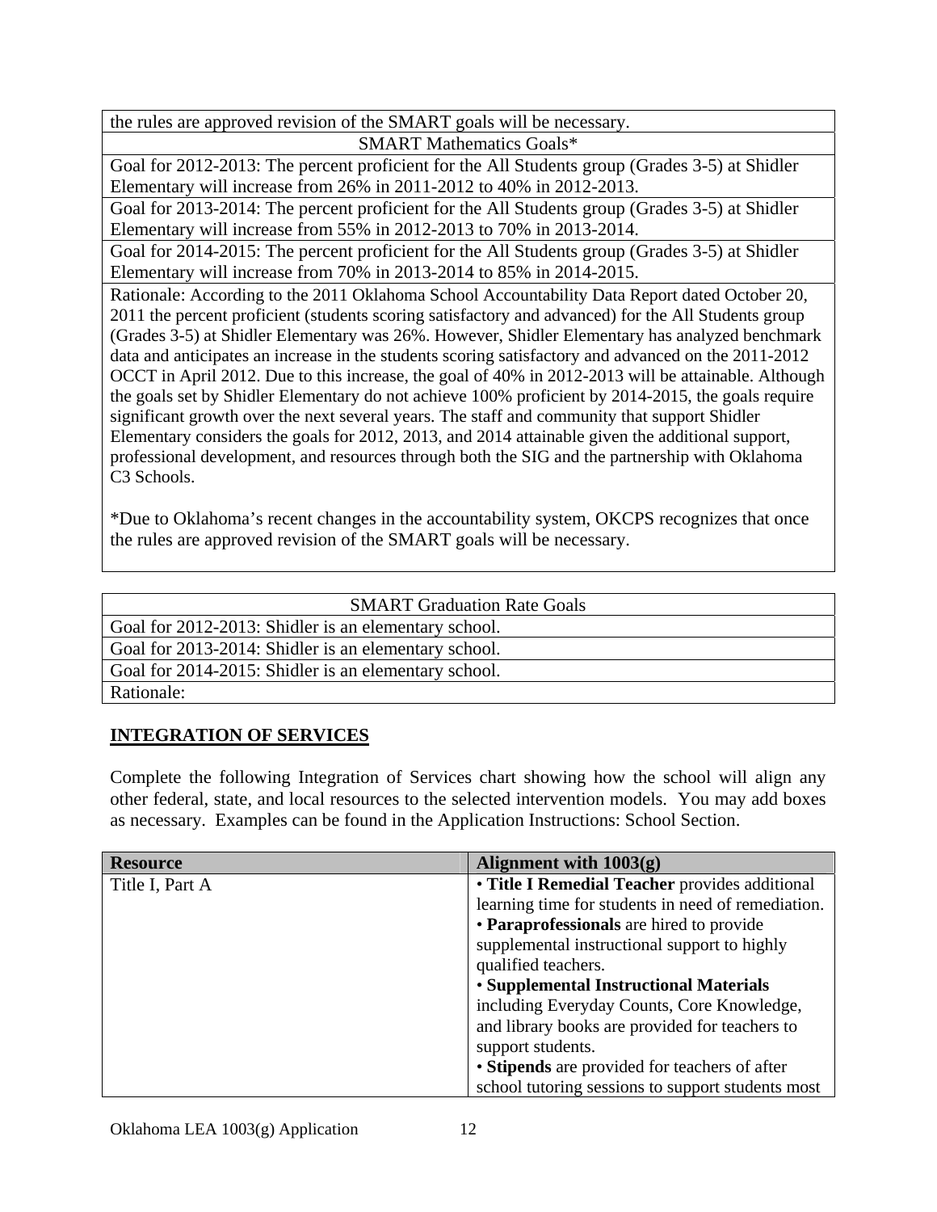| the rules are approved revision of the SMART goals will be necessary. |
|---|
| SMART Mathematics Goals* |
| Goal for 2012-2013: The percent proficient for the All Students group (Grades 3-5) at Shidler Elementary will increase from 26% in 2011-2012 to 40% in 2012-2013. |
| Goal for 2013-2014: The percent proficient for the All Students group (Grades 3-5) at Shidler Elementary will increase from 55% in 2012-2013 to 70% in 2013-2014. |
| Goal for 2014-2015: The percent proficient for the All Students group (Grades 3-5) at Shidler Elementary will increase from 70% in 2013-2014 to 85% in 2014-2015. |
| Rationale: According to the 2011 Oklahoma School Accountability Data Report dated October 20, 2011 the percent proficient (students scoring satisfactory and advanced) for the All Students group (Grades 3-5) at Shidler Elementary was 26%. However, Shidler Elementary has analyzed benchmark data and anticipates an increase in the students scoring satisfactory and advanced on the 2011-2012 OCCT in April 2012. Due to this increase, the goal of 40% in 2012-2013 will be attainable. Although the goals set by Shidler Elementary do not achieve 100% proficient by 2014-2015, the goals require significant growth over the next several years. The staff and community that support Shidler Elementary considers the goals for 2012, 2013, and 2014 attainable given the additional support, professional development, and resources through both the SIG and the partnership with Oklahoma C3 Schools.<br><br>*Due to Oklahoma's recent changes in the accountability system, OKCPS recognizes that once the rules are approved revision of the SMART goals will be necessary. |

| SMART Graduation Rate Goals |
|---|
| Goal for 2012-2013: Shidler is an elementary school. |
| Goal for 2013-2014: Shidler is an elementary school. |
| Goal for 2014-2015: Shidler is an elementary school. |
| Rationale: |

## INTEGRATION OF SERVICES

Complete the following Integration of Services chart showing how the school will align any other federal, state, and local resources to the selected intervention models. You may add boxes as necessary. Examples can be found in the Application Instructions: School Section.

| Resource | Alignment with 1003(g) |
|---|---|
| Title I, Part A | • **Title I Remedial Teacher** provides additional learning time for students in need of remediation.<br>• **Paraprofessionals** are hired to provide supplemental instructional support to highly qualified teachers.<br>• **Supplemental Instructional Materials** including Everyday Counts, Core Knowledge, and library books are provided for teachers to support students.<br>• **Stipends** are provided for teachers of after school tutoring sessions to support students most |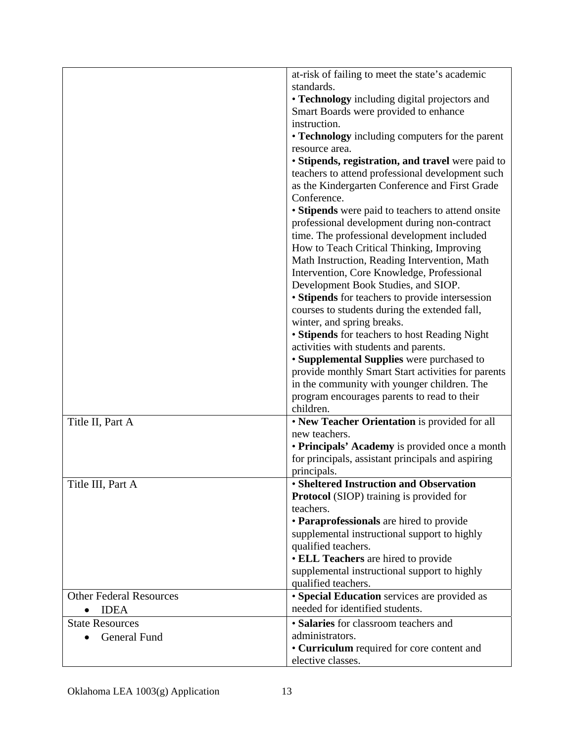| | |
|---|---|
| | at-risk of failing to meet the state's academic standards.<br>• **Technology** including digital projectors and Smart Boards were provided to enhance instruction.<br>• **Technology** including computers for the parent resource area.<br>• **Stipends, registration, and travel** were paid to teachers to attend professional development such as the Kindergarten Conference and First Grade Conference.<br>• **Stipends** were paid to teachers to attend onsite professional development during non-contract time. The professional development included How to Teach Critical Thinking, Improving Math Instruction, Reading Intervention, Math Intervention, Core Knowledge, Professional Development Book Studies, and SIOP.<br>• **Stipends** for teachers to provide intersession courses to students during the extended fall, winter, and spring breaks.<br>• **Stipends** for teachers to host Reading Night activities with students and parents.<br>• **Supplemental Supplies** were purchased to provide monthly Smart Start activities for parents in the community with younger children. The program encourages parents to read to their children. |
| Title II, Part A | • **New Teacher Orientation** is provided for all new teachers.<br>• **Principals' Academy** is provided once a month for principals, assistant principals and aspiring principals. |
| Title III, Part A | • **Sheltered Instruction and Observation Protocol** (SIOP) training is provided for teachers.<br>• **Paraprofessionals** are hired to provide supplemental instructional support to highly qualified teachers.<br>• **ELL Teachers** are hired to provide supplemental instructional support to highly qualified teachers. |
| Other Federal Resources<br>• IDEA | • **Special Education** services are provided as needed for identified students. |
| State Resources<br>• General Fund | • **Salaries** for classroom teachers and administrators.<br>• **Curriculum** required for core content and elective classes. |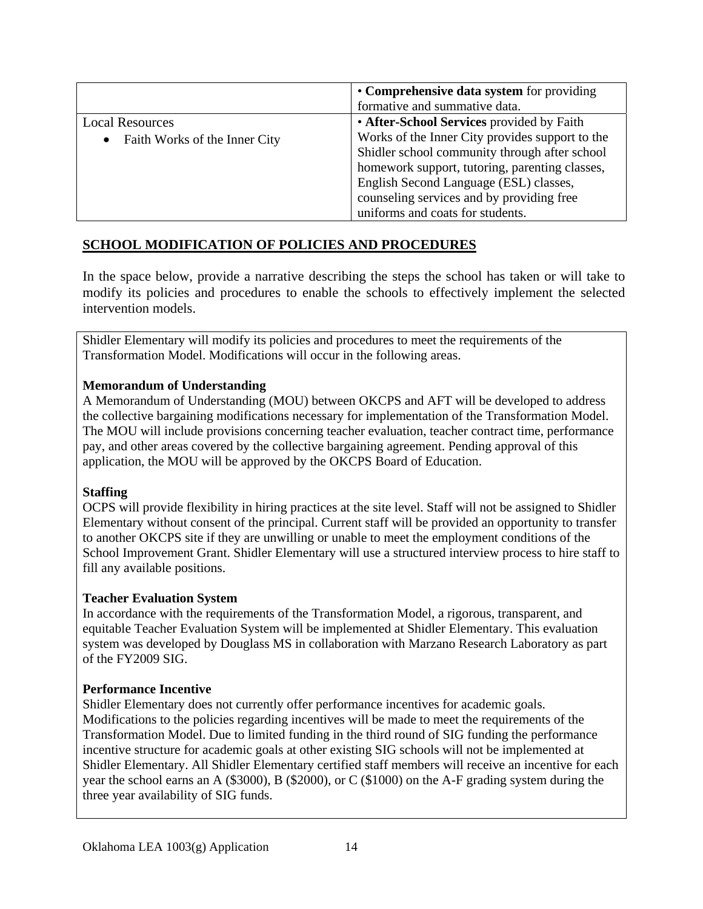| | |
|---|---|
| | • **Comprehensive data system** for providing formative and summative data. |
| Local Resources<br>• Faith Works of the Inner City | • **After-School Services** provided by Faith Works of the Inner City provides support to the Shidler school community through after school homework support, tutoring, parenting classes, English Second Language (ESL) classes, counseling services and by providing free uniforms and coats for students. |

## SCHOOL MODIFICATION OF POLICIES AND PROCEDURES

In the space below, provide a narrative describing the steps the school has taken or will take to modify its policies and procedures to enable the schools to effectively implement the selected intervention models.

Shidler Elementary will modify its policies and procedures to meet the requirements of the Transformation Model. Modifications will occur in the following areas.

**Memorandum of Understanding**
A Memorandum of Understanding (MOU) between OKCPS and AFT will be developed to address the collective bargaining modifications necessary for implementation of the Transformation Model. The MOU will include provisions concerning teacher evaluation, teacher contract time, performance pay, and other areas covered by the collective bargaining agreement. Pending approval of this application, the MOU will be approved by the OKCPS Board of Education.

**Staffing**
OCPS will provide flexibility in hiring practices at the site level. Staff will not be assigned to Shidler Elementary without consent of the principal. Current staff will be provided an opportunity to transfer to another OKCPS site if they are unwilling or unable to meet the employment conditions of the School Improvement Grant. Shidler Elementary will use a structured interview process to hire staff to fill any available positions.

**Teacher Evaluation System**
In accordance with the requirements of the Transformation Model, a rigorous, transparent, and equitable Teacher Evaluation System will be implemented at Shidler Elementary. This evaluation system was developed by Douglass MS in collaboration with Marzano Research Laboratory as part of the FY2009 SIG.

**Performance Incentive**
Shidler Elementary does not currently offer performance incentives for academic goals. Modifications to the policies regarding incentives will be made to meet the requirements of the Transformation Model. Due to limited funding in the third round of SIG funding the performance incentive structure for academic goals at other existing SIG schools will not be implemented at Shidler Elementary. All Shidler Elementary certified staff members will receive an incentive for each year the school earns an A ($3000), B ($2000), or C ($1000) on the A-F grading system during the three year availability of SIG funds.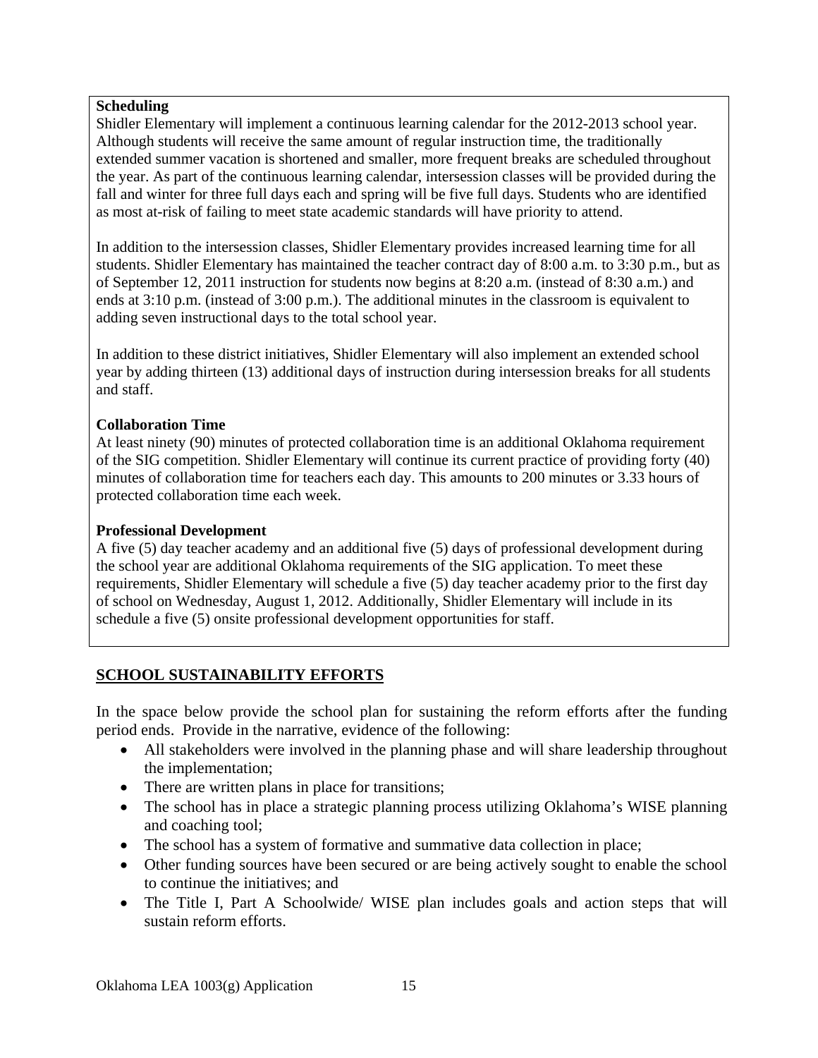**Scheduling**

Shidler Elementary will implement a continuous learning calendar for the 2012-2013 school year. Although students will receive the same amount of regular instruction time, the traditionally extended summer vacation is shortened and smaller, more frequent breaks are scheduled throughout the year. As part of the continuous learning calendar, intersession classes will be provided during the fall and winter for three full days each and spring will be five full days. Students who are identified as most at-risk of failing to meet state academic standards will have priority to attend.

In addition to the intersession classes, Shidler Elementary provides increased learning time for all students. Shidler Elementary has maintained the teacher contract day of 8:00 a.m. to 3:30 p.m., but as of September 12, 2011 instruction for students now begins at 8:20 a.m. (instead of 8:30 a.m.) and ends at 3:10 p.m. (instead of 3:00 p.m.). The additional minutes in the classroom is equivalent to adding seven instructional days to the total school year.

In addition to these district initiatives, Shidler Elementary will also implement an extended school year by adding thirteen (13) additional days of instruction during intersession breaks for all students and staff.

**Collaboration Time**

At least ninety (90) minutes of protected collaboration time is an additional Oklahoma requirement of the SIG competition. Shidler Elementary will continue its current practice of providing forty (40) minutes of collaboration time for teachers each day. This amounts to 200 minutes or 3.33 hours of protected collaboration time each week.

**Professional Development**

A five (5) day teacher academy and an additional five (5) days of professional development during the school year are additional Oklahoma requirements of the SIG application. To meet these requirements, Shidler Elementary will schedule a five (5) day teacher academy prior to the first day of school on Wednesday, August 1, 2012. Additionally, Shidler Elementary will include in its schedule a five (5) onsite professional development opportunities for staff.

## SCHOOL SUSTAINABILITY EFFORTS

In the space below provide the school plan for sustaining the reform efforts after the funding period ends. Provide in the narrative, evidence of the following:

- All stakeholders were involved in the planning phase and will share leadership throughout the implementation;
- There are written plans in place for transitions;
- The school has in place a strategic planning process utilizing Oklahoma's WISE planning and coaching tool;
- The school has a system of formative and summative data collection in place;
- Other funding sources have been secured or are being actively sought to enable the school to continue the initiatives; and
- The Title I, Part A Schoolwide/ WISE plan includes goals and action steps that will sustain reform efforts.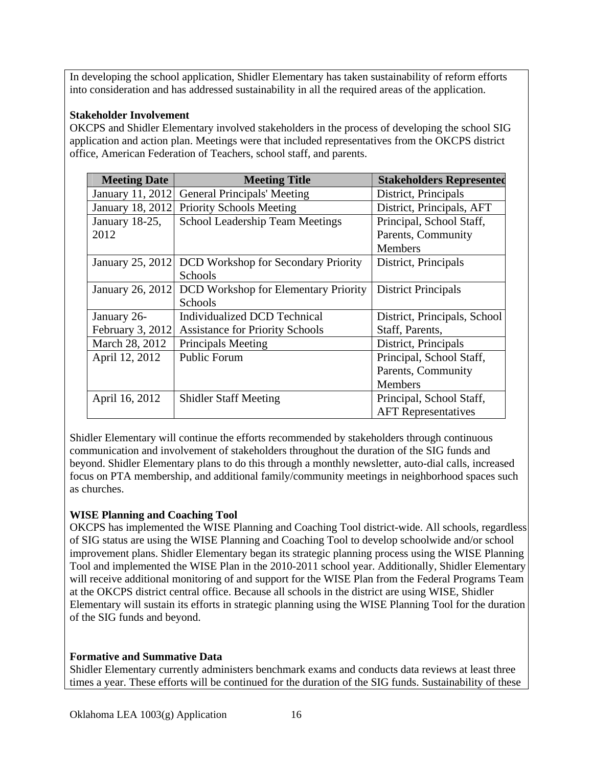In developing the school application, Shidler Elementary has taken sustainability of reform efforts into consideration and has addressed sustainability in all the required areas of the application.

**Stakeholder Involvement**

OKCPS and Shidler Elementary involved stakeholders in the process of developing the school SIG application and action plan. Meetings were that included representatives from the OKCPS district office, American Federation of Teachers, school staff, and parents.

| Meeting Date | Meeting Title | Stakeholders Represented |
|---|---|---|
| January 11, 2012 | General Principals' Meeting | District, Principals |
| January 18, 2012 | Priority Schools Meeting | District, Principals, AFT |
| January 18-25, 2012 | School Leadership Team Meetings | Principal, School Staff, Parents, Community Members |
| January 25, 2012 | DCD Workshop for Secondary Priority Schools | District, Principals |
| January 26, 2012 | DCD Workshop for Elementary Priority Schools | District Principals |
| January 26-February 3, 2012 | Individualized DCD Technical Assistance for Priority Schools | District, Principals, School Staff, Parents, |
| March 28, 2012 | Principals Meeting | District, Principals |
| April 12, 2012 | Public Forum | Principal, School Staff, Parents, Community Members |
| April 16, 2012 | Shidler Staff Meeting | Principal, School Staff, AFT Representatives |

Shidler Elementary will continue the efforts recommended by stakeholders through continuous communication and involvement of stakeholders throughout the duration of the SIG funds and beyond. Shidler Elementary plans to do this through a monthly newsletter, auto-dial calls, increased focus on PTA membership, and additional family/community meetings in neighborhood spaces such as churches.

**WISE Planning and Coaching Tool**

OKCPS has implemented the WISE Planning and Coaching Tool district-wide. All schools, regardless of SIG status are using the WISE Planning and Coaching Tool to develop schoolwide and/or school improvement plans. Shidler Elementary began its strategic planning process using the WISE Planning Tool and implemented the WISE Plan in the 2010-2011 school year. Additionally, Shidler Elementary will receive additional monitoring of and support for the WISE Plan from the Federal Programs Team at the OKCPS district central office. Because all schools in the district are using WISE, Shidler Elementary will sustain its efforts in strategic planning using the WISE Planning Tool for the duration of the SIG funds and beyond.

**Formative and Summative Data**

Shidler Elementary currently administers benchmark exams and conducts data reviews at least three times a year. These efforts will be continued for the duration of the SIG funds. Sustainability of these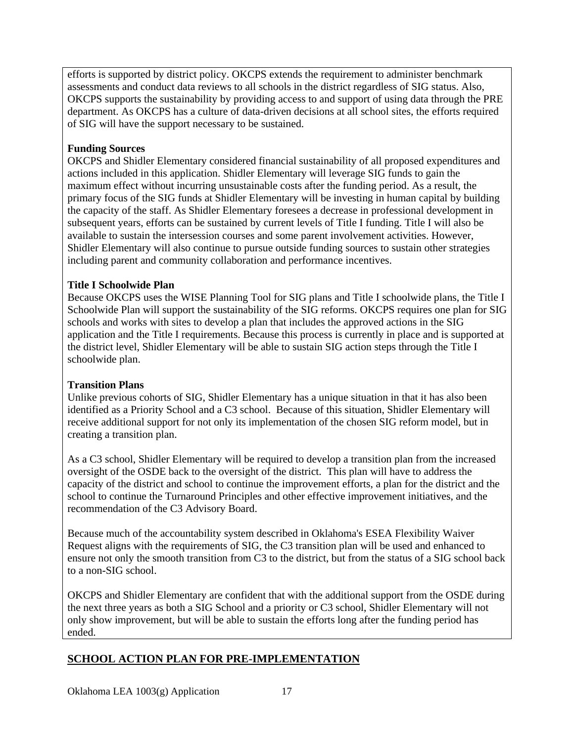efforts is supported by district policy. OKCPS extends the requirement to administer benchmark assessments and conduct data reviews to all schools in the district regardless of SIG status. Also, OKCPS supports the sustainability by providing access to and support of using data through the PRE department. As OKCPS has a culture of data-driven decisions at all school sites, the efforts required of SIG will have the support necessary to be sustained.

**Funding Sources**

OKCPS and Shidler Elementary considered financial sustainability of all proposed expenditures and actions included in this application. Shidler Elementary will leverage SIG funds to gain the maximum effect without incurring unsustainable costs after the funding period. As a result, the primary focus of the SIG funds at Shidler Elementary will be investing in human capital by building the capacity of the staff. As Shidler Elementary foresees a decrease in professional development in subsequent years, efforts can be sustained by current levels of Title I funding. Title I will also be available to sustain the intersession courses and some parent involvement activities. However, Shidler Elementary will also continue to pursue outside funding sources to sustain other strategies including parent and community collaboration and performance incentives.

**Title I Schoolwide Plan**

Because OKCPS uses the WISE Planning Tool for SIG plans and Title I schoolwide plans, the Title I Schoolwide Plan will support the sustainability of the SIG reforms. OKCPS requires one plan for SIG schools and works with sites to develop a plan that includes the approved actions in the SIG application and the Title I requirements. Because this process is currently in place and is supported at the district level, Shidler Elementary will be able to sustain SIG action steps through the Title I schoolwide plan.

**Transition Plans**

Unlike previous cohorts of SIG, Shidler Elementary has a unique situation in that it has also been identified as a Priority School and a C3 school. Because of this situation, Shidler Elementary will receive additional support for not only its implementation of the chosen SIG reform model, but in creating a transition plan.

As a C3 school, Shidler Elementary will be required to develop a transition plan from the increased oversight of the OSDE back to the oversight of the district. This plan will have to address the capacity of the district and school to continue the improvement efforts, a plan for the district and the school to continue the Turnaround Principles and other effective improvement initiatives, and the recommendation of the C3 Advisory Board.

Because much of the accountability system described in Oklahoma's ESEA Flexibility Waiver Request aligns with the requirements of SIG, the C3 transition plan will be used and enhanced to ensure not only the smooth transition from C3 to the district, but from the status of a SIG school back to a non-SIG school.

OKCPS and Shidler Elementary are confident that with the additional support from the OSDE during the next three years as both a SIG School and a priority or C3 school, Shidler Elementary will not only show improvement, but will be able to sustain the efforts long after the funding period has ended.

## SCHOOL ACTION PLAN FOR PRE-IMPLEMENTATION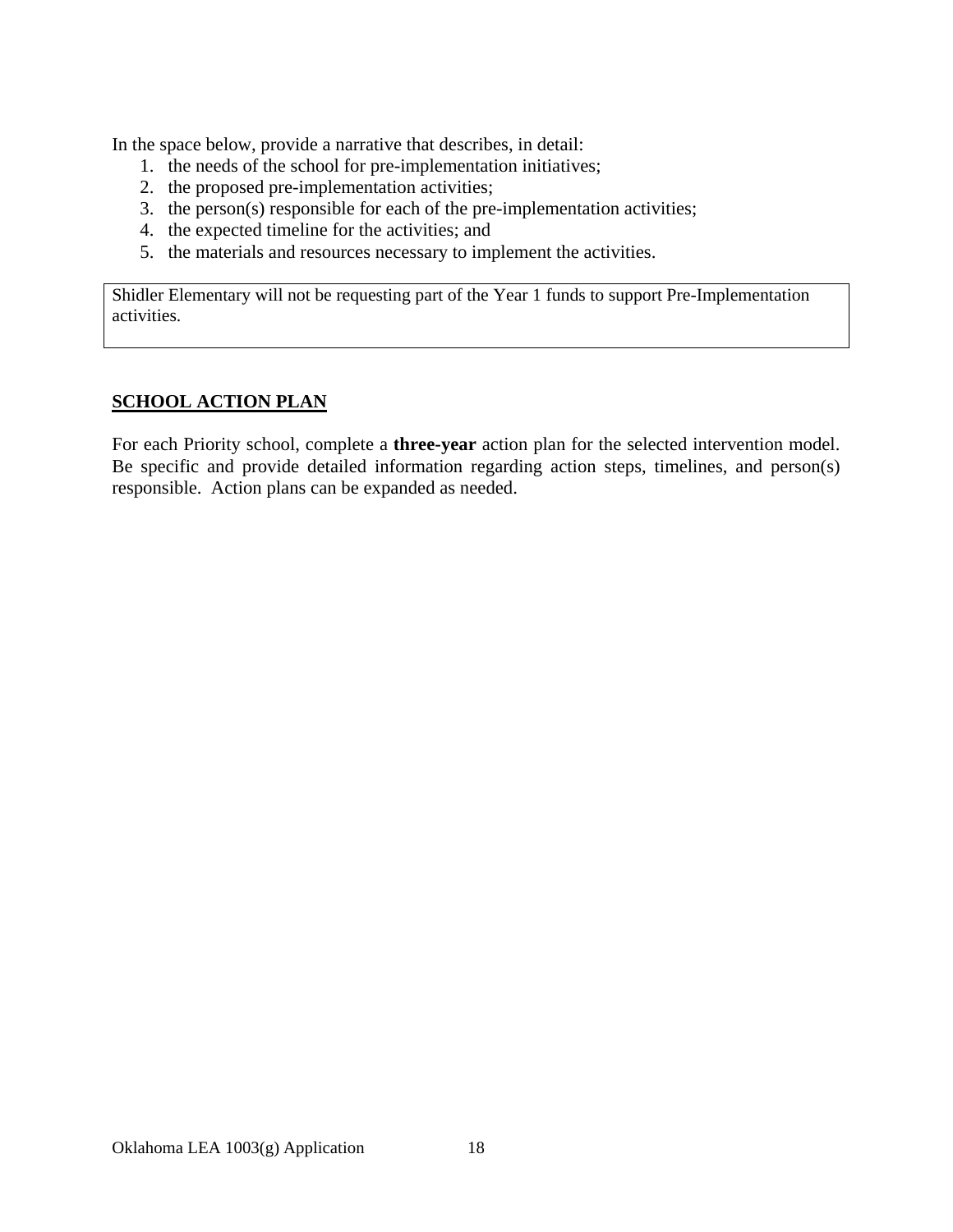In the space below, provide a narrative that describes, in detail:

1. the needs of the school for pre-implementation initiatives;
2. the proposed pre-implementation activities;
3. the person(s) responsible for each of the pre-implementation activities;
4. the expected timeline for the activities; and
5. the materials and resources necessary to implement the activities.

| Shidler Elementary will not be requesting part of the Year 1 funds to support Pre-Implementation activities. |
|---|

## SCHOOL ACTION PLAN

For each Priority school, complete a **three-year** action plan for the selected intervention model. Be specific and provide detailed information regarding action steps, timelines, and person(s) responsible. Action plans can be expanded as needed.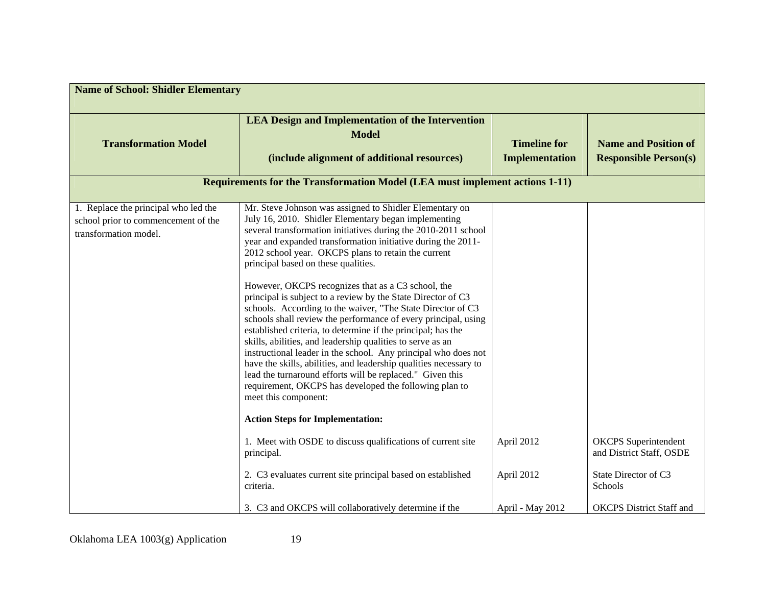| **Name of School: Shidler Elementary** | | | |
|---|---|---|---|
| **Transformation Model** | **LEA Design and Implementation of the Intervention Model**<br><br>**(include alignment of additional resources)** | **Timeline for Implementation** | **Name and Position of Responsible Person(s)** |
| **Requirements for the Transformation Model (LEA must implement actions 1-11)** | | | |
| 1. Replace the principal who led the school prior to commencement of the transformation model. | Mr. Steve Johnson was assigned to Shidler Elementary on July 16, 2010. Shidler Elementary began implementing several transformation initiatives during the 2010-2011 school year and expanded transformation initiative during the 2011-2012 school year. OKCPS plans to retain the current principal based on these qualities.<br><br>However, OKCPS recognizes that as a C3 school, the principal is subject to a review by the State Director of C3 schools. According to the waiver, "The State Director of C3 schools shall review the performance of every principal, using established criteria, to determine if the principal; has the skills, abilities, and leadership qualities to serve as an instructional leader in the school. Any principal who does not have the skills, abilities, and leadership qualities necessary to lead the turnaround efforts will be replaced." Given this requirement, OKCPS has developed the following plan to meet this component:<br><br>**Action Steps for Implementation:** | | |
| | 1. Meet with OSDE to discuss qualifications of current site principal. | April 2012 | OKCPS Superintendent and District Staff, OSDE |
| | 2. C3 evaluates current site principal based on established criteria. | April 2012 | State Director of C3 Schools |
| | 3. C3 and OKCPS will collaboratively determine if the | April - May 2012 | OKCPS District Staff and |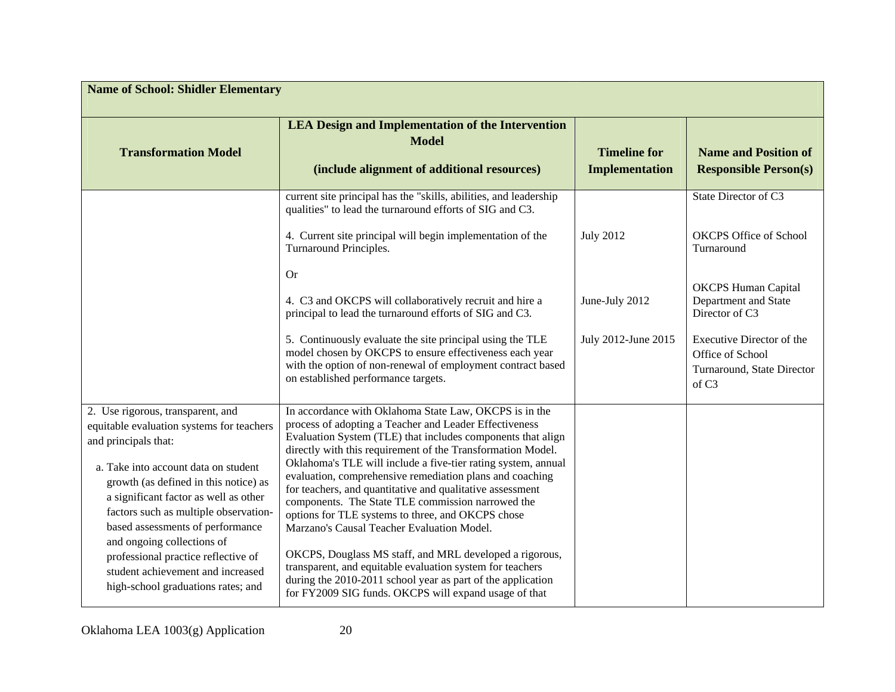| Name of School: Shidler Elementary | | | |
|---|---|---|---|
| **Transformation Model** | **LEA Design and Implementation of the Intervention Model**<br><br>**(include alignment of additional resources)** | **Timeline for Implementation** | **Name and Position of Responsible Person(s)** |
| | current site principal has the "skills, abilities, and leadership qualities" to lead the turnaround efforts of SIG and C3.<br><br>4. Current site principal will begin implementation of the Turnaround Principles.<br><br>Or<br><br>4. C3 and OKCPS will collaboratively recruit and hire a principal to lead the turnaround efforts of SIG and C3.<br><br>5. Continuously evaluate the site principal using the TLE model chosen by OKCPS to ensure effectiveness each year with the option of non-renewal of employment contract based on established performance targets. | <br><br>July 2012<br><br><br><br>June-July 2012<br><br>July 2012-June 2015 | State Director of C3<br><br>OKCPS Office of School Turnaround<br><br>OKCPS Human Capital Department and State Director of C3<br><br>Executive Director of the Office of School Turnaround, State Director of C3 |
| 2. Use rigorous, transparent, and equitable evaluation systems for teachers and principals that:<br><br>a. Take into account data on student growth (as defined in this notice) as a significant factor as well as other factors such as multiple observation-based assessments of performance and ongoing collections of professional practice reflective of student achievement and increased high-school graduations rates; and | In accordance with Oklahoma State Law, OKCPS is in the process of adopting a Teacher and Leader Effectiveness Evaluation System (TLE) that includes components that align directly with this requirement of the Transformation Model. Oklahoma's TLE will include a five-tier rating system, annual evaluation, comprehensive remediation plans and coaching for teachers, and quantitative and qualitative assessment components. The State TLE commission narrowed the options for TLE systems to three, and OKCPS chose Marzano's Causal Teacher Evaluation Model.<br><br>OKCPS, Douglass MS staff, and MRL developed a rigorous, transparent, and equitable evaluation system for teachers during the 2010-2011 school year as part of the application for FY2009 SIG funds. OKCPS will expand usage of that | | |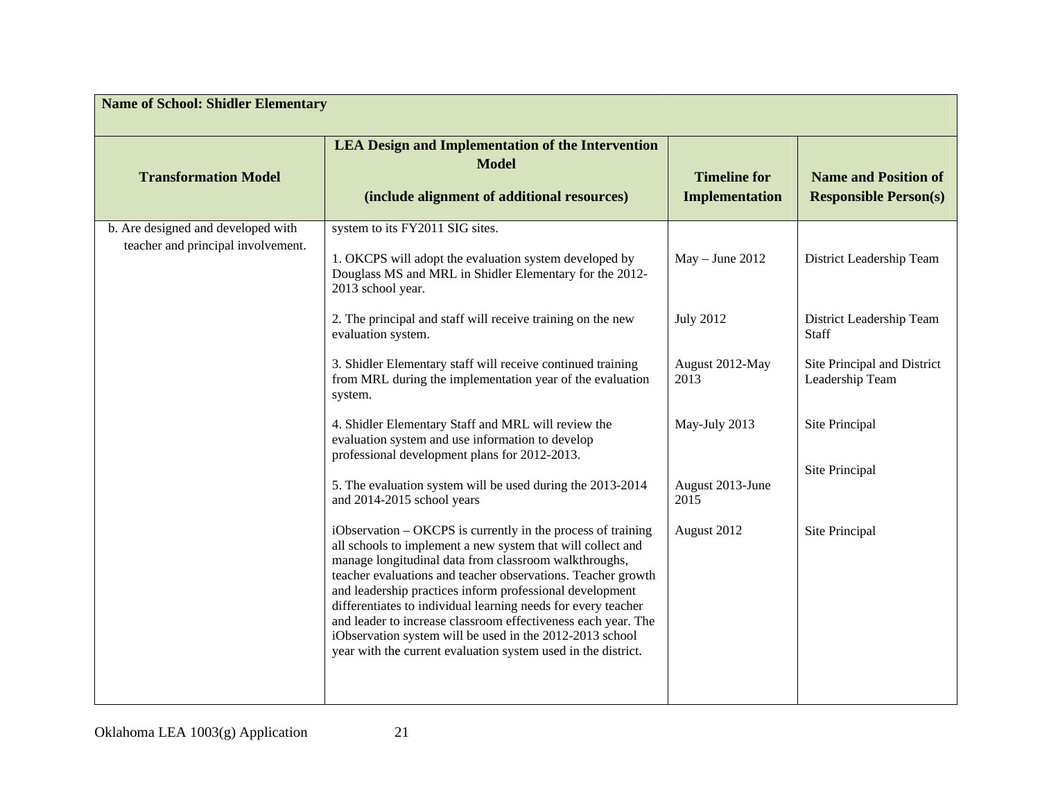| **Name of School: Shidler Elementary** | | | |
|---|---|---|---|
| **Transformation Model** | **LEA Design and Implementation of the Intervention Model** <br><br> **(include alignment of additional resources)** | **Timeline for Implementation** | **Name and Position of Responsible Person(s)** |
| b. Are designed and developed with teacher and principal involvement. | system to its FY2011 SIG sites. | | |
| | 1. OKCPS will adopt the evaluation system developed by Douglass MS and MRL in Shidler Elementary for the 2012-2013 school year. | May – June 2012 | District Leadership Team |
| | 2. The principal and staff will receive training on the new evaluation system. | July 2012 | District Leadership Team Staff |
| | 3. Shidler Elementary staff will receive continued training from MRL during the implementation year of the evaluation system. | August 2012-May 2013 | Site Principal and District Leadership Team |
| | 4. Shidler Elementary Staff and MRL will review the evaluation system and use information to develop professional development plans for 2012-2013. | May-July 2013 | Site Principal |
| | 5. The evaluation system will be used during the 2013-2014 and 2014-2015 school years | August 2013-June 2015 | Site Principal |
| | iObservation – OKCPS is currently in the process of training all schools to implement a new system that will collect and manage longitudinal data from classroom walkthroughs, teacher evaluations and teacher observations. Teacher growth and leadership practices inform professional development differentiates to individual learning needs for every teacher and leader to increase classroom effectiveness each year. The iObservation system will be used in the 2012-2013 school year with the current evaluation system used in the district. | August 2012 | Site Principal |

Oklahoma LEA 1003(g) Application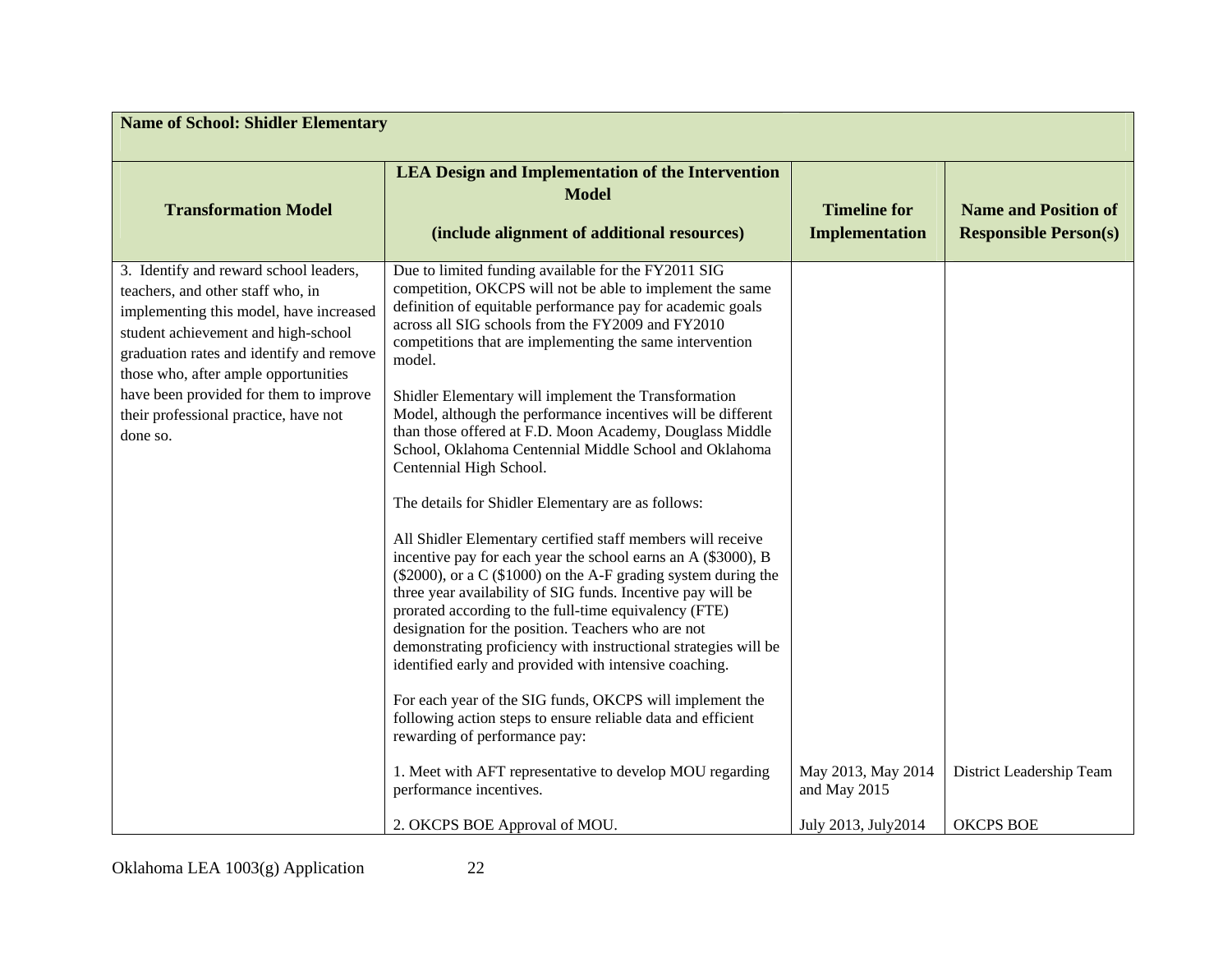| Name of School: Shidler Elementary | | | |
|---|---|---|---|
| **Transformation Model** | **LEA Design and Implementation of the Intervention Model**<br><br>**(include alignment of additional resources)** | **Timeline for Implementation** | **Name and Position of Responsible Person(s)** |
| 3. Identify and reward school leaders, teachers, and other staff who, in implementing this model, have increased student achievement and high-school graduation rates and identify and remove those who, after ample opportunities have been provided for them to improve their professional practice, have not done so. | Due to limited funding available for the FY2011 SIG competition, OKCPS will not be able to implement the same definition of equitable performance pay for academic goals across all SIG schools from the FY2009 and FY2010 competitions that are implementing the same intervention model.<br><br>Shidler Elementary will implement the Transformation Model, although the performance incentives will be different than those offered at F.D. Moon Academy, Douglass Middle School, Oklahoma Centennial Middle School and Oklahoma Centennial High School.<br><br>The details for Shidler Elementary are as follows:<br><br>All Shidler Elementary certified staff members will receive incentive pay for each year the school earns an A ($3000), B ($2000), or a C ($1000) on the A-F grading system during the three year availability of SIG funds. Incentive pay will be prorated according to the full-time equivalency (FTE) designation for the position. Teachers who are not demonstrating proficiency with instructional strategies will be identified early and provided with intensive coaching.<br><br>For each year of the SIG funds, OKCPS will implement the following action steps to ensure reliable data and efficient rewarding of performance pay: | | |
| | 1. Meet with AFT representative to develop MOU regarding performance incentives. | May 2013, May 2014 and May 2015 | District Leadership Team |
| | 2. OKCPS BOE Approval of MOU. | July 2013, July2014 | OKCPS BOE |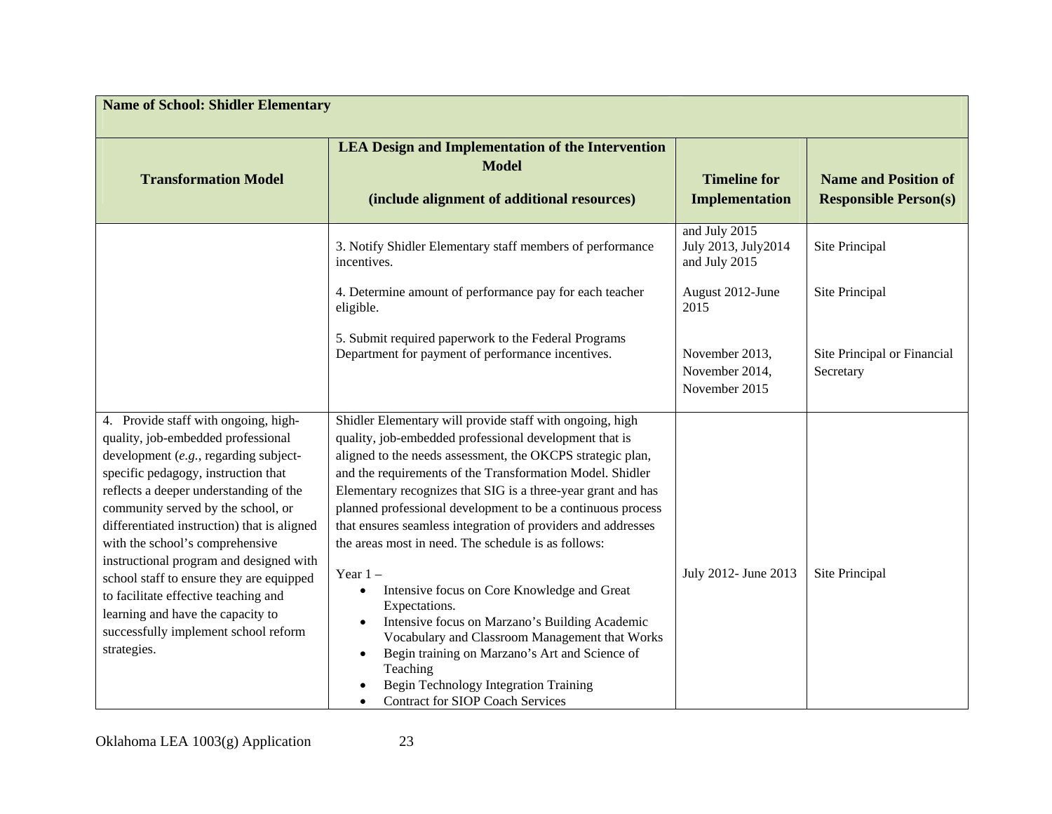| **Name of School: Shidler Elementary** | | | |
|---|---|---|---|
| **Transformation Model** | **LEA Design and Implementation of the Intervention Model (include alignment of additional resources)** | **Timeline for Implementation** | **Name and Position of Responsible Person(s)** |
| | 3. Notify Shidler Elementary staff members of performance incentives.<br><br>4. Determine amount of performance pay for each teacher eligible.<br><br>5. Submit required paperwork to the Federal Programs Department for payment of performance incentives. | and July 2015<br>July 2013, July2014 and July 2015<br><br>August 2012-June 2015<br><br>November 2013, November 2014, November 2015 | Site Principal<br><br>Site Principal<br><br>Site Principal or Financial Secretary |
| 4. Provide staff with ongoing, high-quality, job-embedded professional development (*e.g.*, regarding subject-specific pedagogy, instruction that reflects a deeper understanding of the community served by the school, or differentiated instruction) that is aligned with the school's comprehensive instructional program and designed with school staff to ensure they are equipped to facilitate effective teaching and learning and have the capacity to successfully implement school reform strategies. | Shidler Elementary will provide staff with ongoing, high quality, job-embedded professional development that is aligned to the needs assessment, the OKCPS strategic plan, and the requirements of the Transformation Model. Shidler Elementary recognizes that SIG is a three-year grant and has planned professional development to be a continuous process that ensures seamless integration of providers and addresses the areas most in need. The schedule is as follows:<br><br>Year 1 –<br>• Intensive focus on Core Knowledge and Great Expectations.<br>• Intensive focus on Marzano's Building Academic Vocabulary and Classroom Management that Works<br>• Begin training on Marzano's Art and Science of Teaching<br>• Begin Technology Integration Training<br>• Contract for SIOP Coach Services | July 2012- June 2013 | Site Principal |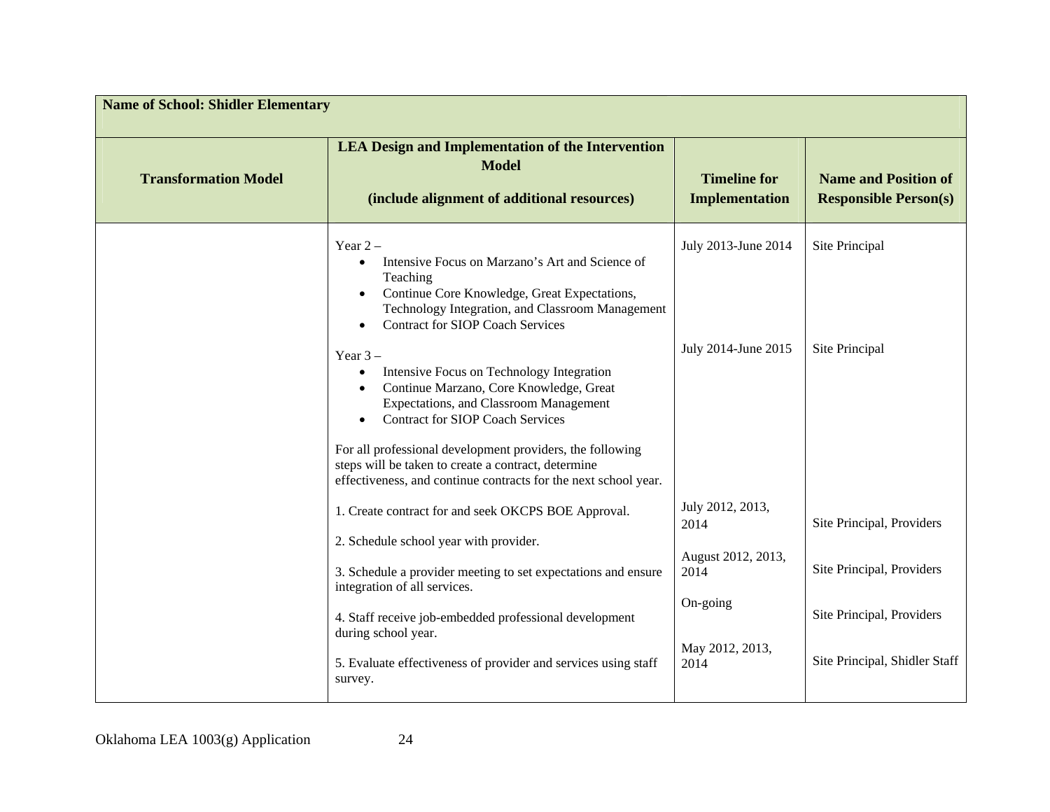| Name of School: Shidler Elementary | | | |
|---|---|---|---|
| **Transformation Model** | **LEA Design and Implementation of the Intervention Model**<br><br>**(include alignment of additional resources)** | **Timeline for Implementation** | **Name and Position of Responsible Person(s)** |
| | Year 2 –<br>• Intensive Focus on Marzano's Art and Science of Teaching<br>• Continue Core Knowledge, Great Expectations, Technology Integration, and Classroom Management<br>• Contract for SIOP Coach Services | July 2013-June 2014 | Site Principal |
| | Year 3 –<br>• Intensive Focus on Technology Integration<br>• Continue Marzano, Core Knowledge, Great Expectations, and Classroom Management<br>• Contract for SIOP Coach Services | July 2014-June 2015 | Site Principal |
| | For all professional development providers, the following steps will be taken to create a contract, determine effectiveness, and continue contracts for the next school year. | | |
| | 1. Create contract for and seek OKCPS BOE Approval.<br><br>2. Schedule school year with provider. | July 2012, 2013, 2014 | Site Principal, Providers |
| | 3. Schedule a provider meeting to set expectations and ensure integration of all services. | August 2012, 2013, 2014 | Site Principal, Providers |
| | 4. Staff receive job-embedded professional development during school year. | On-going | Site Principal, Providers |
| | 5. Evaluate effectiveness of provider and services using staff survey. | May 2012, 2013, 2014 | Site Principal, Shidler Staff |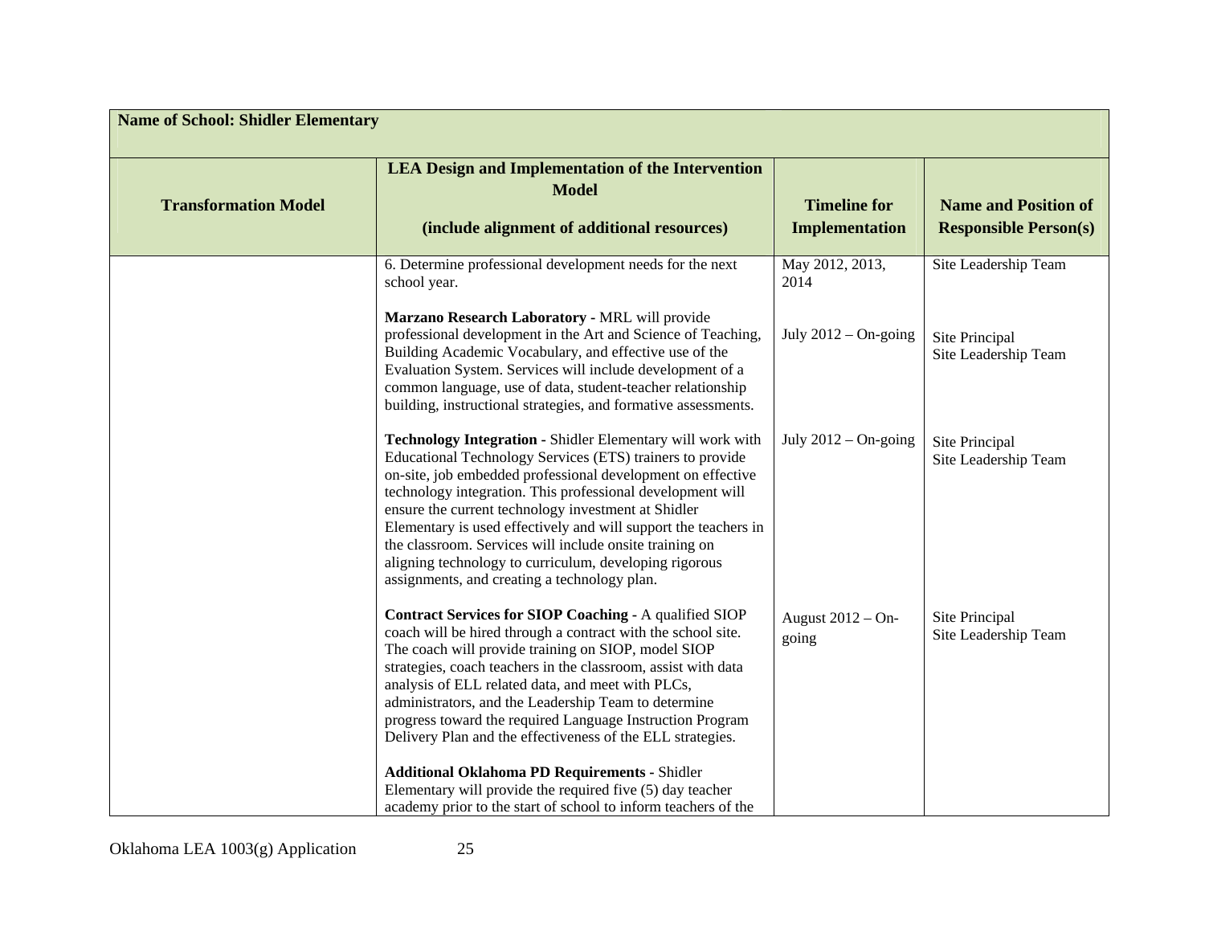| Name of School: Shidler Elementary | | | |
|---|---|---|---|
| **Transformation Model** | **LEA Design and Implementation of the Intervention Model**<br><br>**(include alignment of additional resources)** | **Timeline for Implementation** | **Name and Position of Responsible Person(s)** |
| | 6. Determine professional development needs for the next school year. | May 2012, 2013, 2014 | Site Leadership Team |
| | **Marzano Research Laboratory -** MRL will provide professional development in the Art and Science of Teaching, Building Academic Vocabulary, and effective use of the Evaluation System. Services will include development of a common language, use of data, student-teacher relationship building, instructional strategies, and formative assessments. | July 2012 – On-going | Site Principal<br>Site Leadership Team |
| | **Technology Integration -** Shidler Elementary will work with Educational Technology Services (ETS) trainers to provide on-site, job embedded professional development on effective technology integration. This professional development will ensure the current technology investment at Shidler Elementary is used effectively and will support the teachers in the classroom. Services will include onsite training on aligning technology to curriculum, developing rigorous assignments, and creating a technology plan. | July 2012 – On-going | Site Principal<br>Site Leadership Team |
| | **Contract Services for SIOP Coaching -** A qualified SIOP coach will be hired through a contract with the school site. The coach will provide training on SIOP, model SIOP strategies, coach teachers in the classroom, assist with data analysis of ELL related data, and meet with PLCs, administrators, and the Leadership Team to determine progress toward the required Language Instruction Program Delivery Plan and the effectiveness of the ELL strategies. | August 2012 – On-going | Site Principal<br>Site Leadership Team |
| | **Additional Oklahoma PD Requirements -** Shidler Elementary will provide the required five (5) day teacher academy prior to the start of school to inform teachers of the | | |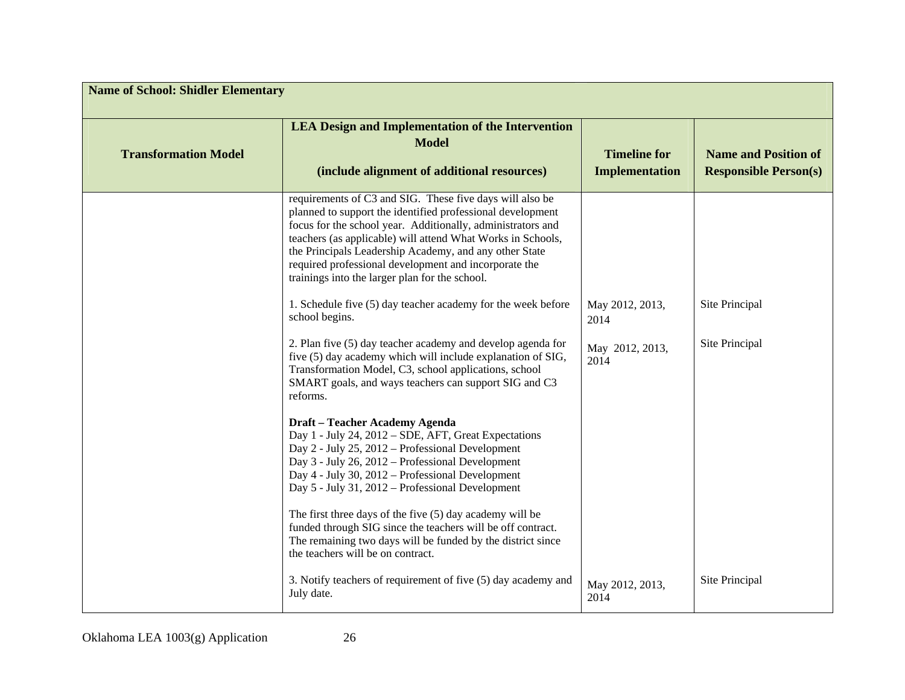| Name of School: Shidler Elementary | | | |
|---|---|---|---|
| **Transformation Model** | **LEA Design and Implementation of the Intervention Model (include alignment of additional resources)** | **Timeline for Implementation** | **Name and Position of Responsible Person(s)** |
| | requirements of C3 and SIG. These five days will also be planned to support the identified professional development focus for the school year. Additionally, administrators and teachers (as applicable) will attend What Works in Schools, the Principals Leadership Academy, and any other State required professional development and incorporate the trainings into the larger plan for the school. | | |
| | 1. Schedule five (5) day teacher academy for the week before school begins. | May 2012, 2013, 2014 | Site Principal |
| | 2. Plan five (5) day teacher academy and develop agenda for five (5) day academy which will include explanation of SIG, Transformation Model, C3, school applications, school SMART goals, and ways teachers can support SIG and C3 reforms.<br><br>**Draft – Teacher Academy Agenda**<br>Day 1 - July 24, 2012 – SDE, AFT, Great Expectations<br>Day 2 - July 25, 2012 – Professional Development<br>Day 3 - July 26, 2012 – Professional Development<br>Day 4 - July 30, 2012 – Professional Development<br>Day 5 - July 31, 2012 – Professional Development<br><br>The first three days of the five (5) day academy will be funded through SIG since the teachers will be off contract. The remaining two days will be funded by the district since the teachers will be on contract. | May 2012, 2013, 2014 | Site Principal |
| | 3. Notify teachers of requirement of five (5) day academy and July date. | May 2012, 2013, 2014 | Site Principal |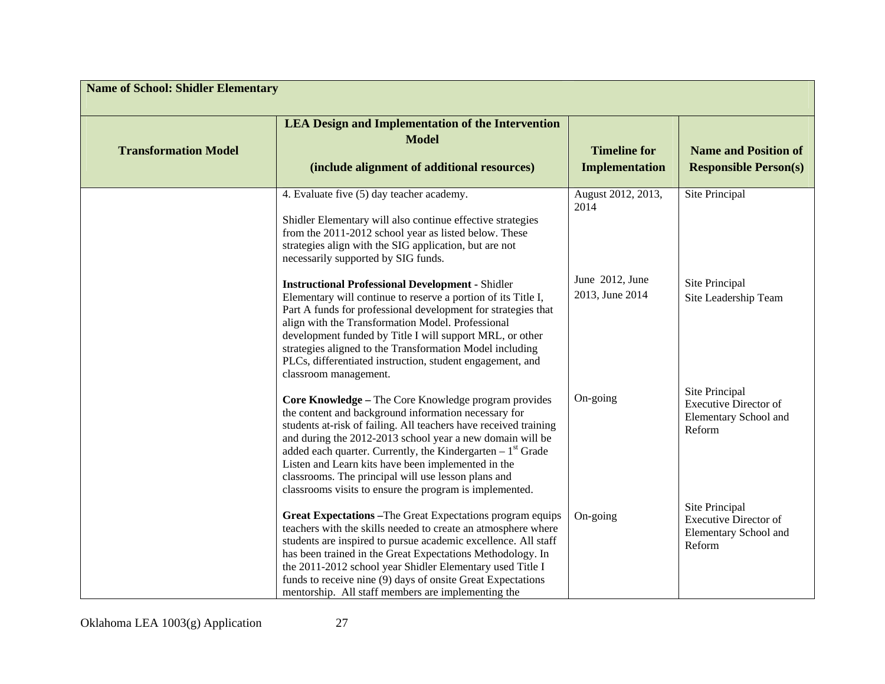| Name of School: Shidler Elementary | | | |
|---|---|---|---|
| **Transformation Model** | **LEA Design and Implementation of the Intervention Model**<br><br>**(include alignment of additional resources)** | **Timeline for Implementation** | **Name and Position of Responsible Person(s)** |
| | 4. Evaluate five (5) day teacher academy.<br><br>Shidler Elementary will also continue effective strategies from the 2011-2012 school year as listed below. These strategies align with the SIG application, but are not necessarily supported by SIG funds. | August 2012, 2013, 2014 | Site Principal |
| | **Instructional Professional Development -** Shidler Elementary will continue to reserve a portion of its Title I, Part A funds for professional development for strategies that align with the Transformation Model. Professional development funded by Title I will support MRL, or other strategies aligned to the Transformation Model including PLCs, differentiated instruction, student engagement, and classroom management. | June 2012, June 2013, June 2014 | Site Principal<br>Site Leadership Team |
| | **Core Knowledge –** The Core Knowledge program provides the content and background information necessary for students at-risk of failing. All teachers have received training and during the 2012-2013 school year a new domain will be added each quarter. Currently, the Kindergarten – 1st Grade Listen and Learn kits have been implemented in the classrooms. The principal will use lesson plans and classrooms visits to ensure the program is implemented. | On-going | Site Principal<br>Executive Director of Elementary School and Reform |
| | **Great Expectations –**The Great Expectations program equips teachers with the skills needed to create an atmosphere where students are inspired to pursue academic excellence. All staff has been trained in the Great Expectations Methodology. In the 2011-2012 school year Shidler Elementary used Title I funds to receive nine (9) days of onsite Great Expectations mentorship. All staff members are implementing the | On-going | Site Principal<br>Executive Director of Elementary School and Reform |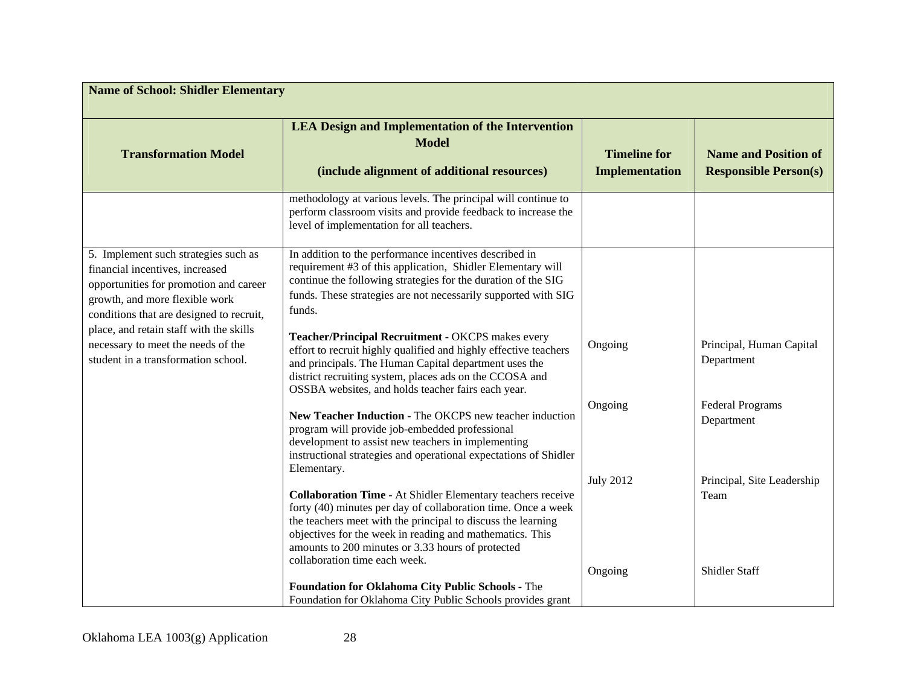| Name of School: Shidler Elementary | | | |
|---|---|---|---|
| **Transformation Model** | **LEA Design and Implementation of the Intervention Model (include alignment of additional resources)** | **Timeline for Implementation** | **Name and Position of Responsible Person(s)** |
| | methodology at various levels. The principal will continue to perform classroom visits and provide feedback to increase the level of implementation for all teachers. | | |
| 5. Implement such strategies such as financial incentives, increased opportunities for promotion and career growth, and more flexible work conditions that are designed to recruit, place, and retain staff with the skills necessary to meet the needs of the student in a transformation school. | In addition to the performance incentives described in requirement #3 of this application, Shidler Elementary will continue the following strategies for the duration of the SIG funds. These strategies are not necessarily supported with SIG funds. | | |
| | **Teacher/Principal Recruitment -** OKCPS makes every effort to recruit highly qualified and highly effective teachers and principals. The Human Capital department uses the district recruiting system, places ads on the CCOSA and OSSBA websites, and holds teacher fairs each year. | Ongoing | Principal, Human Capital Department |
| | **New Teacher Induction -** The OKCPS new teacher induction program will provide job-embedded professional development to assist new teachers in implementing instructional strategies and operational expectations of Shidler Elementary. | Ongoing | Federal Programs Department |
| | **Collaboration Time -** At Shidler Elementary teachers receive forty (40) minutes per day of collaboration time. Once a week the teachers meet with the principal to discuss the learning objectives for the week in reading and mathematics. This amounts to 200 minutes or 3.33 hours of protected collaboration time each week. | July 2012 | Principal, Site Leadership Team |
| | **Foundation for Oklahoma City Public Schools -** The Foundation for Oklahoma City Public Schools provides grant | Ongoing | Shidler Staff |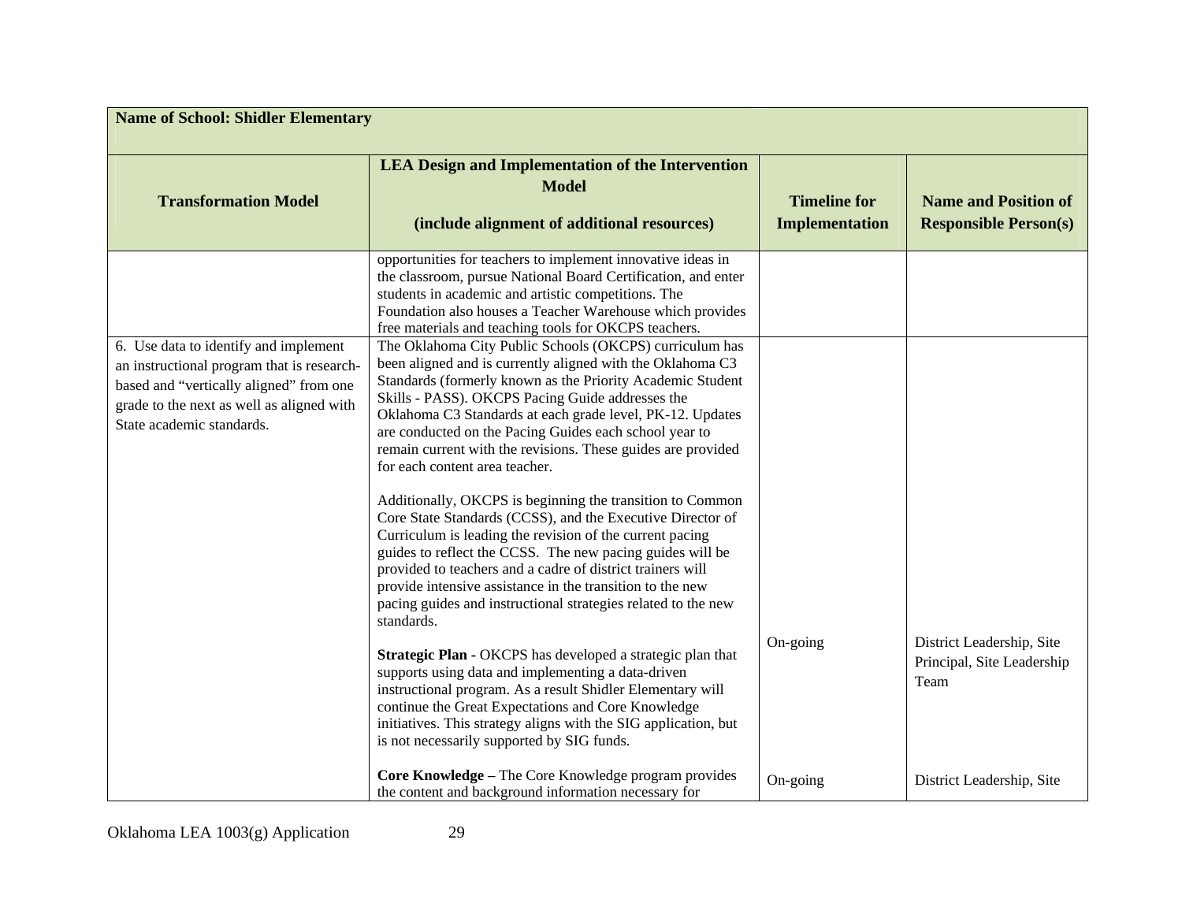| **Name of School: Shidler Elementary** | | | |
|---|---|---|---|
| **Transformation Model** | **LEA Design and Implementation of the Intervention Model**<br><br>**(include alignment of additional resources)** | **Timeline for Implementation** | **Name and Position of Responsible Person(s)** |
| | opportunities for teachers to implement innovative ideas in the classroom, pursue National Board Certification, and enter students in academic and artistic competitions. The Foundation also houses a Teacher Warehouse which provides free materials and teaching tools for OKCPS teachers. | | |
| 6. Use data to identify and implement an instructional program that is research-based and "vertically aligned" from one grade to the next as well as aligned with State academic standards. | The Oklahoma City Public Schools (OKCPS) curriculum has been aligned and is currently aligned with the Oklahoma C3 Standards (formerly known as the Priority Academic Student Skills - PASS). OKCPS Pacing Guide addresses the Oklahoma C3 Standards at each grade level, PK-12. Updates are conducted on the Pacing Guides each school year to remain current with the revisions. These guides are provided for each content area teacher.<br><br>Additionally, OKCPS is beginning the transition to Common Core State Standards (CCSS), and the Executive Director of Curriculum is leading the revision of the current pacing guides to reflect the CCSS. The new pacing guides will be provided to teachers and a cadre of district trainers will provide intensive assistance in the transition to the new pacing guides and instructional strategies related to the new standards.<br><br>**Strategic Plan** - OKCPS has developed a strategic plan that supports using data and implementing a data-driven instructional program. As a result Shidler Elementary will continue the Great Expectations and Core Knowledge initiatives. This strategy aligns with the SIG application, but is not necessarily supported by SIG funds. | On-going | District Leadership, Site Principal, Site Leadership Team |
| | **Core Knowledge –** The Core Knowledge program provides the content and background information necessary for | On-going | District Leadership, Site |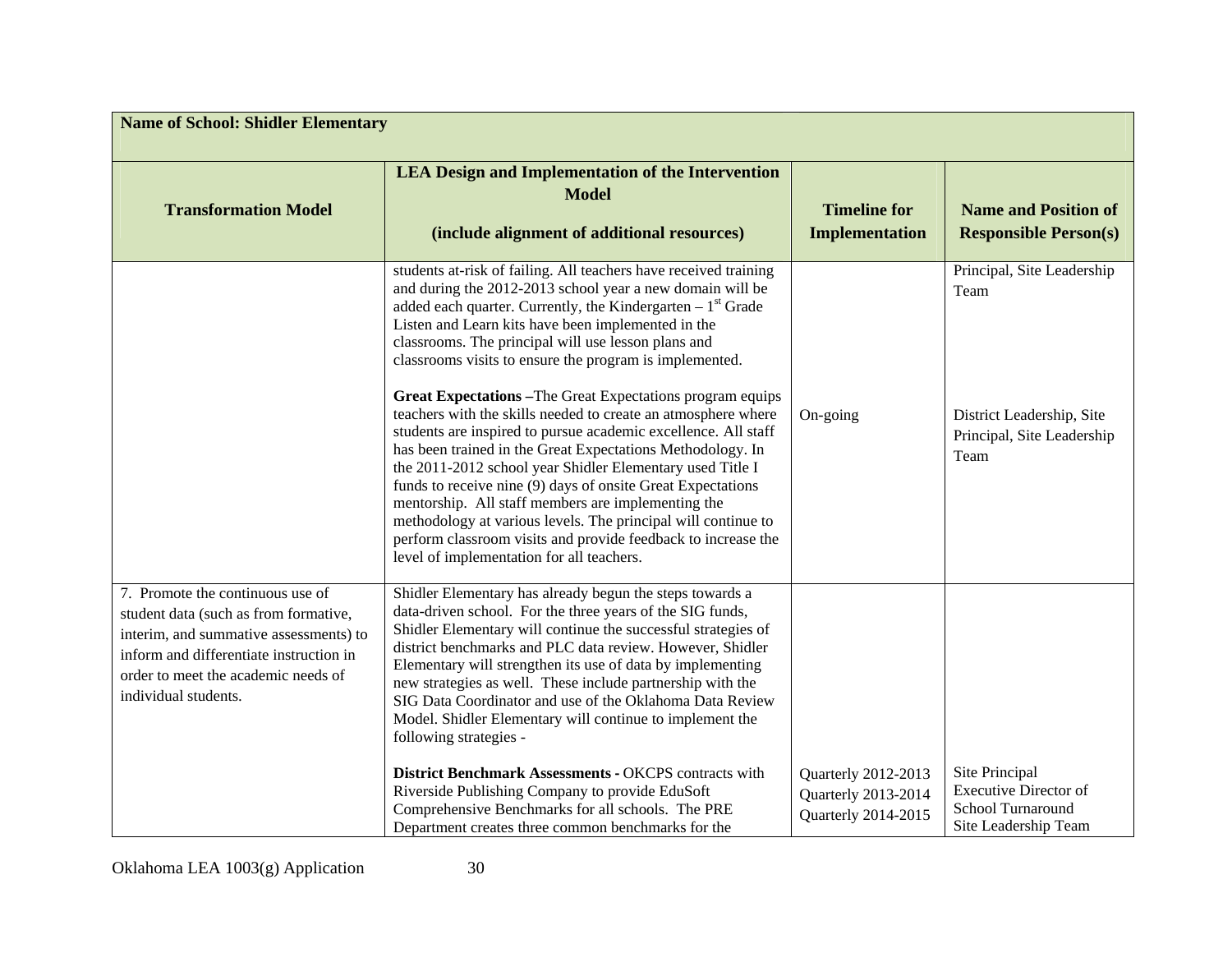| Name of School: Shidler Elementary | | | |
|---|---|---|---|
| **Transformation Model** | **LEA Design and Implementation of the Intervention Model (include alignment of additional resources)** | **Timeline for Implementation** | **Name and Position of Responsible Person(s)** |
| | students at-risk of failing. All teachers have received training and during the 2012-2013 school year a new domain will be added each quarter. Currently, the Kindergarten – 1st Grade Listen and Learn kits have been implemented in the classrooms. The principal will use lesson plans and classrooms visits to ensure the program is implemented. | | Principal, Site Leadership Team |
| | **Great Expectations –** The Great Expectations program equips teachers with the skills needed to create an atmosphere where students are inspired to pursue academic excellence. All staff has been trained in the Great Expectations Methodology. In the 2011-2012 school year Shidler Elementary used Title I funds to receive nine (9) days of onsite Great Expectations mentorship. All staff members are implementing the methodology at various levels. The principal will continue to perform classroom visits and provide feedback to increase the level of implementation for all teachers. | On-going | District Leadership, Site Principal, Site Leadership Team |
| 7. Promote the continuous use of student data (such as from formative, interim, and summative assessments) to inform and differentiate instruction in order to meet the academic needs of individual students. | Shidler Elementary has already begun the steps towards a data-driven school. For the three years of the SIG funds, Shidler Elementary will continue the successful strategies of district benchmarks and PLC data review. However, Shidler Elementary will strengthen its use of data by implementing new strategies as well. These include partnership with the SIG Data Coordinator and use of the Oklahoma Data Review Model. Shidler Elementary will continue to implement the following strategies - | | |
| | **District Benchmark Assessments -** OKCPS contracts with Riverside Publishing Company to provide EduSoft Comprehensive Benchmarks for all schools. The PRE Department creates three common benchmarks for the | Quarterly 2012-2013<br>Quarterly 2013-2014<br>Quarterly 2014-2015 | Site Principal<br>Executive Director of School Turnaround<br>Site Leadership Team |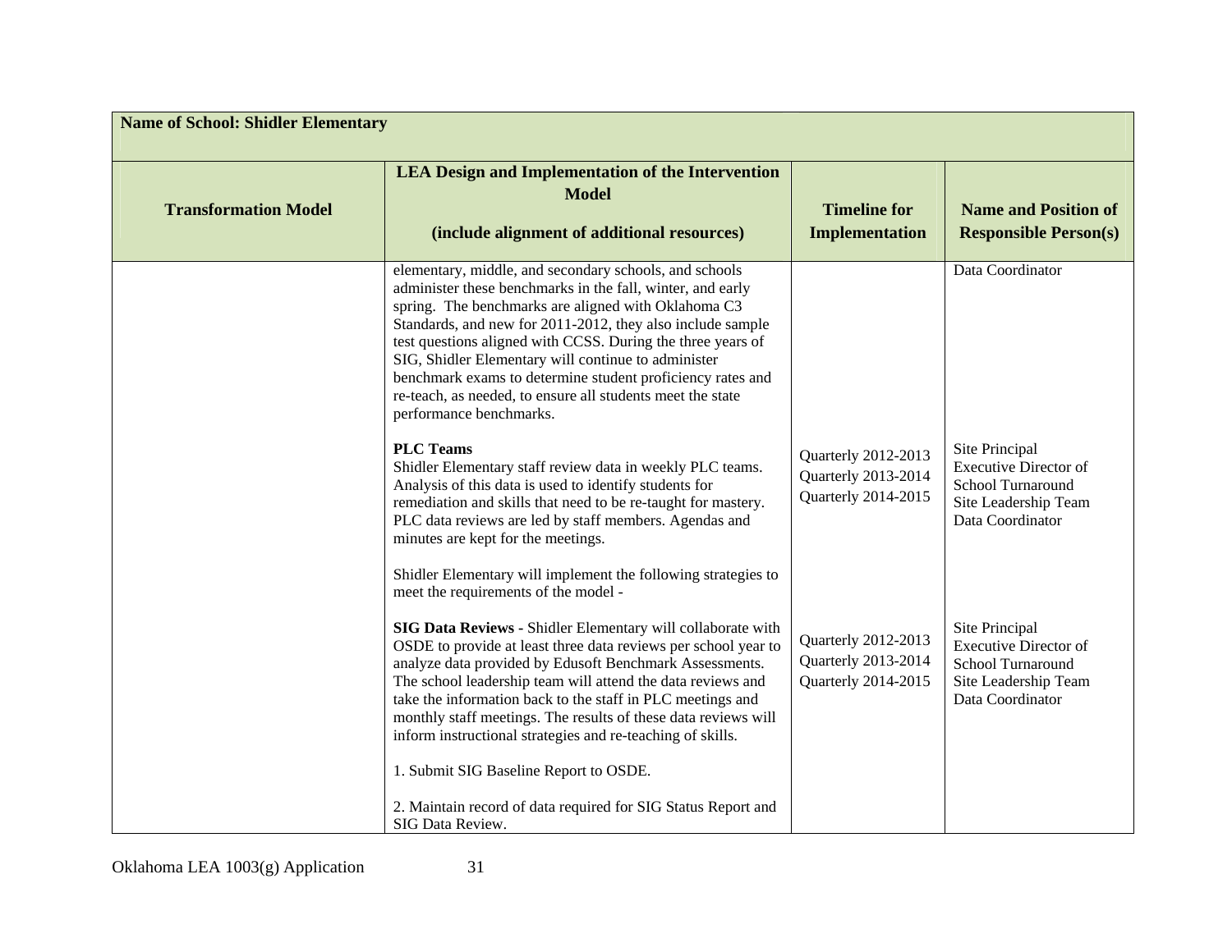| Name of School: Shidler Elementary | | | |
|---|---|---|---|
| **Transformation Model** | **LEA Design and Implementation of the Intervention Model**<br><br>**(include alignment of additional resources)** | **Timeline for Implementation** | **Name and Position of Responsible Person(s)** |
| | elementary, middle, and secondary schools, and schools administer these benchmarks in the fall, winter, and early spring. The benchmarks are aligned with Oklahoma C3 Standards, and new for 2011-2012, they also include sample test questions aligned with CCSS. During the three years of SIG, Shidler Elementary will continue to administer benchmark exams to determine student proficiency rates and re-teach, as needed, to ensure all students meet the state performance benchmarks. | | Data Coordinator |
| | **PLC Teams**<br>Shidler Elementary staff review data in weekly PLC teams. Analysis of this data is used to identify students for remediation and skills that need to be re-taught for mastery. PLC data reviews are led by staff members. Agendas and minutes are kept for the meetings.<br><br>Shidler Elementary will implement the following strategies to meet the requirements of the model - | Quarterly 2012-2013<br>Quarterly 2013-2014<br>Quarterly 2014-2015 | Site Principal<br>Executive Director of School Turnaround<br>Site Leadership Team<br>Data Coordinator |
| | **SIG Data Reviews -** Shidler Elementary will collaborate with OSDE to provide at least three data reviews per school year to analyze data provided by Edusoft Benchmark Assessments. The school leadership team will attend the data reviews and take the information back to the staff in PLC meetings and monthly staff meetings. The results of these data reviews will inform instructional strategies and re-teaching of skills.<br><br>1. Submit SIG Baseline Report to OSDE.<br><br>2. Maintain record of data required for SIG Status Report and SIG Data Review. | Quarterly 2012-2013<br>Quarterly 2013-2014<br>Quarterly 2014-2015 | Site Principal<br>Executive Director of School Turnaround<br>Site Leadership Team<br>Data Coordinator |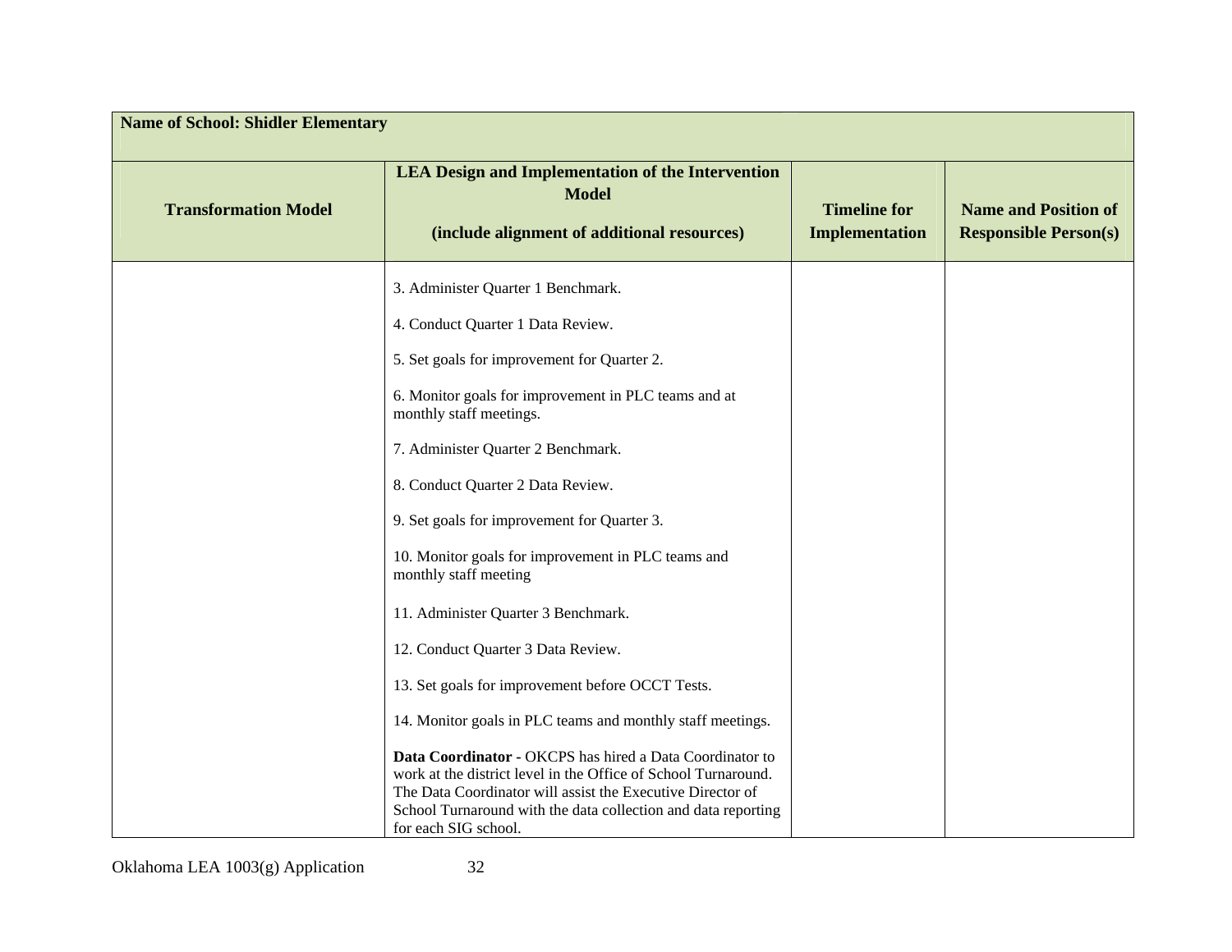| Name of School: Shidler Elementary | | | |
|---|---|---|---|
| **Transformation Model** | **LEA Design and Implementation of the Intervention Model** <br><br> **(include alignment of additional resources)** | **Timeline for Implementation** | **Name and Position of Responsible Person(s)** |
| | 3. Administer Quarter 1 Benchmark.<br><br>4. Conduct Quarter 1 Data Review.<br><br>5. Set goals for improvement for Quarter 2.<br><br>6. Monitor goals for improvement in PLC teams and at monthly staff meetings.<br><br>7. Administer Quarter 2 Benchmark.<br><br>8. Conduct Quarter 2 Data Review.<br><br>9. Set goals for improvement for Quarter 3.<br><br>10. Monitor goals for improvement in PLC teams and monthly staff meeting<br><br>11. Administer Quarter 3 Benchmark.<br><br>12. Conduct Quarter 3 Data Review.<br><br>13. Set goals for improvement before OCCT Tests.<br><br>14. Monitor goals in PLC teams and monthly staff meetings.<br><br>**Data Coordinator -** OKCPS has hired a Data Coordinator to work at the district level in the Office of School Turnaround. The Data Coordinator will assist the Executive Director of School Turnaround with the data collection and data reporting for each SIG school. | | |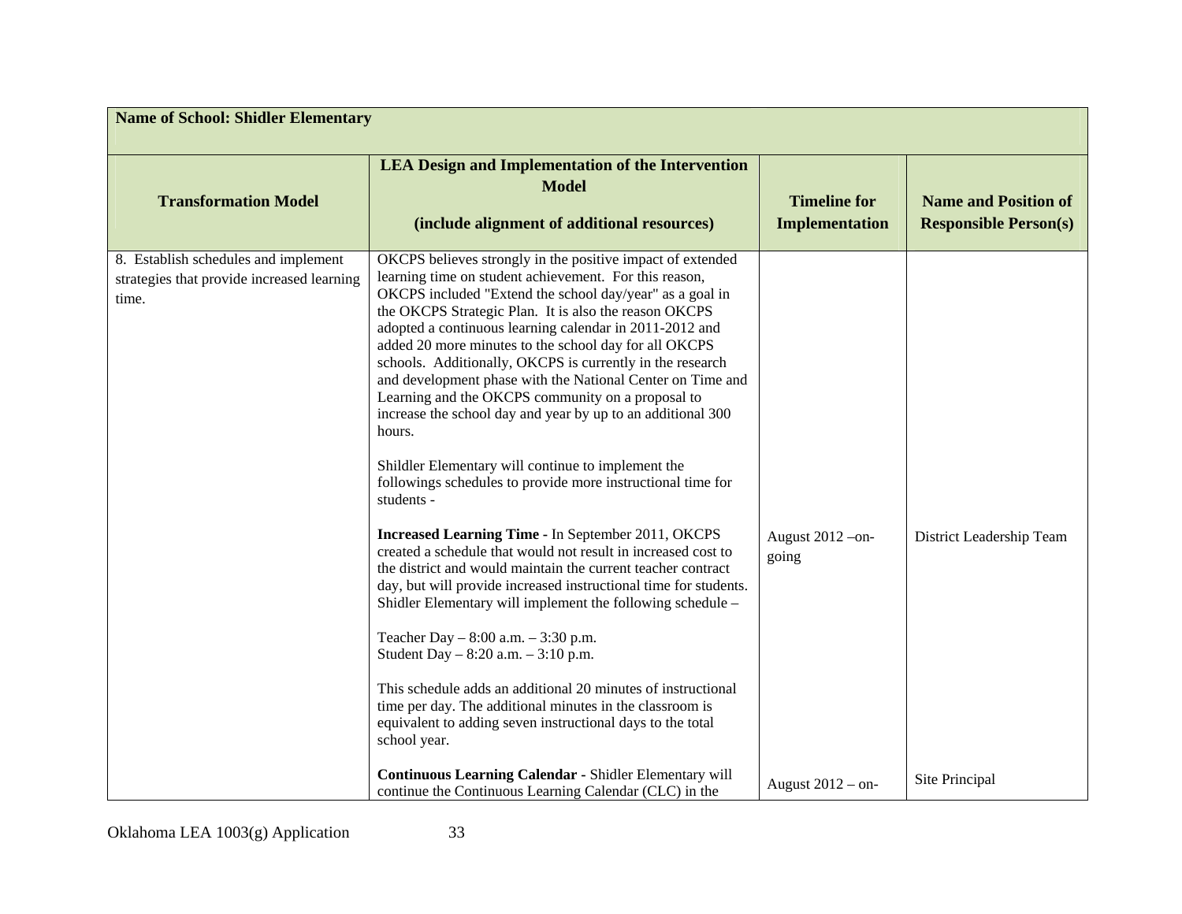| Name of School: Shidler Elementary | | | |
|---|---|---|---|
| **Transformation Model** | **LEA Design and Implementation of the Intervention Model**<br><br>**(include alignment of additional resources)** | **Timeline for Implementation** | **Name and Position of Responsible Person(s)** |
| 8. Establish schedules and implement strategies that provide increased learning time. | OKCPS believes strongly in the positive impact of extended learning time on student achievement. For this reason, OKCPS included "Extend the school day/year" as a goal in the OKCPS Strategic Plan. It is also the reason OKCPS adopted a continuous learning calendar in 2011-2012 and added 20 more minutes to the school day for all OKCPS schools. Additionally, OKCPS is currently in the research and development phase with the National Center on Time and Learning and the OKCPS community on a proposal to increase the school day and year by up to an additional 300 hours.<br><br>Shildler Elementary will continue to implement the followings schedules to provide more instructional time for students - | | |
| | **Increased Learning Time -** In September 2011, OKCPS created a schedule that would not result in increased cost to the district and would maintain the current teacher contract day, but will provide increased instructional time for students. Shidler Elementary will implement the following schedule –<br><br>Teacher Day – 8:00 a.m. – 3:30 p.m.<br>Student Day – 8:20 a.m. – 3:10 p.m.<br><br>This schedule adds an additional 20 minutes of instructional time per day. The additional minutes in the classroom is equivalent to adding seven instructional days to the total school year. | August 2012 –on-going | District Leadership Team |
| | **Continuous Learning Calendar -** Shidler Elementary will continue the Continuous Learning Calendar (CLC) in the | August 2012 – on- | Site Principal |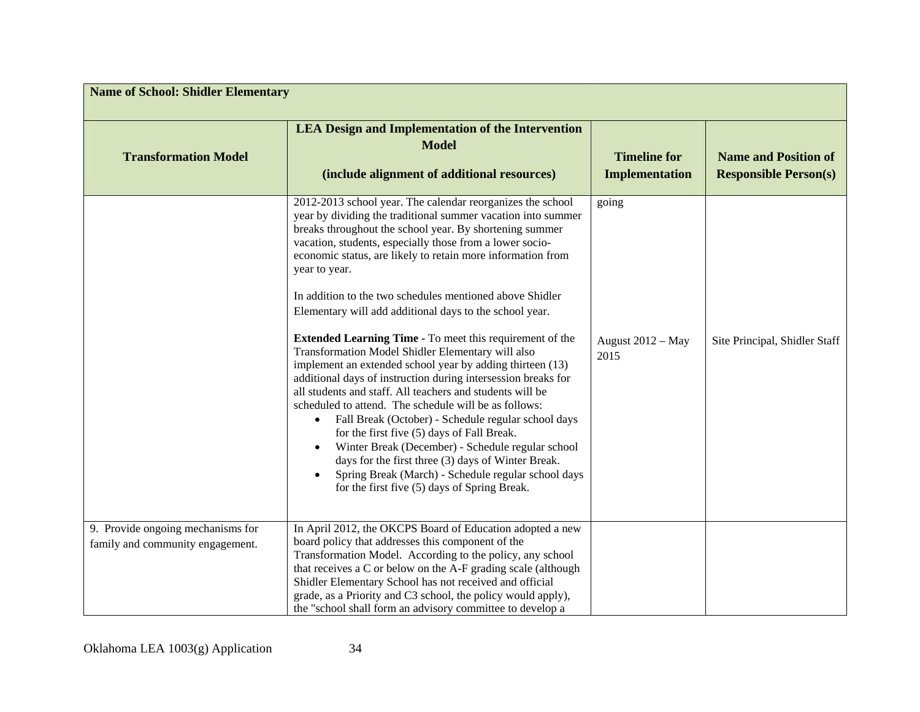| Name of School: Shidler Elementary | | | |
|---|---|---|---|
| **Transformation Model** | **LEA Design and Implementation of the Intervention Model** **(include alignment of additional resources)** | **Timeline for Implementation** | **Name and Position of Responsible Person(s)** |
| | 2012-2013 school year. The calendar reorganizes the school year by dividing the traditional summer vacation into summer breaks throughout the school year. By shortening summer vacation, students, especially those from a lower socio-economic status, are likely to retain more information from year to year.<br><br>In addition to the two schedules mentioned above Shidler Elementary will add additional days to the school year.<br><br>**Extended Learning Time -** To meet this requirement of the Transformation Model Shidler Elementary will also implement an extended school year by adding thirteen (13) additional days of instruction during intersession breaks for all students and staff. All teachers and students will be scheduled to attend. The schedule will be as follows:<br>• Fall Break (October) - Schedule regular school days for the first five (5) days of Fall Break.<br>• Winter Break (December) - Schedule regular school days for the first three (3) days of Winter Break.<br>• Spring Break (March) - Schedule regular school days for the first five (5) days of Spring Break. | going<br><br><br><br><br><br><br>August 2012 – May 2015 | <br><br><br><br><br><br><br>Site Principal, Shidler Staff |
| 9. Provide ongoing mechanisms for family and community engagement. | In April 2012, the OKCPS Board of Education adopted a new board policy that addresses this component of the Transformation Model. According to the policy, any school that receives a C or below on the A-F grading scale (although Shidler Elementary School has not received and official grade, as a Priority and C3 school, the policy would apply), the "school shall form an advisory committee to develop a | | |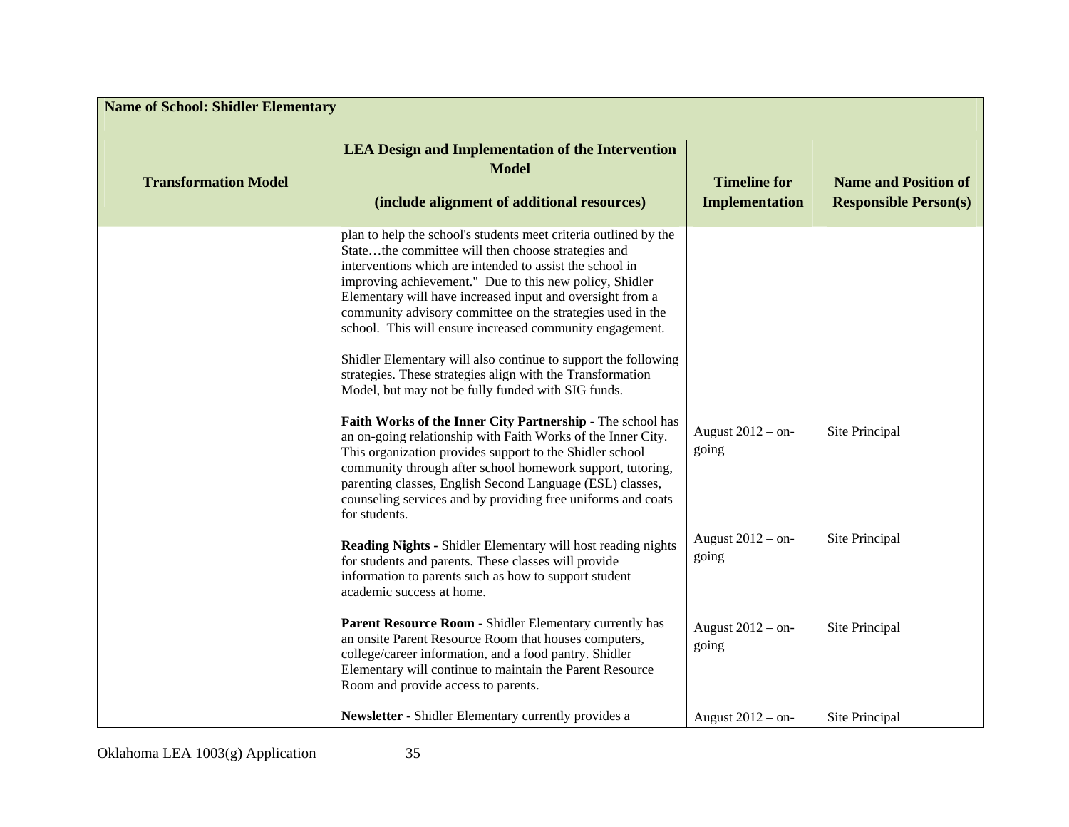| Name of School: Shidler Elementary | | | |
|---|---|---|---|
| **Transformation Model** | **LEA Design and Implementation of the Intervention Model**<br><br>**(include alignment of additional resources)** | **Timeline for Implementation** | **Name and Position of Responsible Person(s)** |
| | plan to help the school's students meet criteria outlined by the State…the committee will then choose strategies and interventions which are intended to assist the school in improving achievement." Due to this new policy, Shidler Elementary will have increased input and oversight from a community advisory committee on the strategies used in the school. This will ensure increased community engagement.<br><br>Shidler Elementary will also continue to support the following strategies. These strategies align with the Transformation Model, but may not be fully funded with SIG funds. | | |
| | **Faith Works of the Inner City Partnership** - The school has an on-going relationship with Faith Works of the Inner City. This organization provides support to the Shidler school community through after school homework support, tutoring, parenting classes, English Second Language (ESL) classes, counseling services and by providing free uniforms and coats for students. | August 2012 – on-going | Site Principal |
| | **Reading Nights** - Shidler Elementary will host reading nights for students and parents. These classes will provide information to parents such as how to support student academic success at home. | August 2012 – on-going | Site Principal |
| | **Parent Resource Room** - Shidler Elementary currently has an onsite Parent Resource Room that houses computers, college/career information, and a food pantry. Shidler Elementary will continue to maintain the Parent Resource Room and provide access to parents. | August 2012 – on-going | Site Principal |
| | **Newsletter** - Shidler Elementary currently provides a | August 2012 – on- | Site Principal |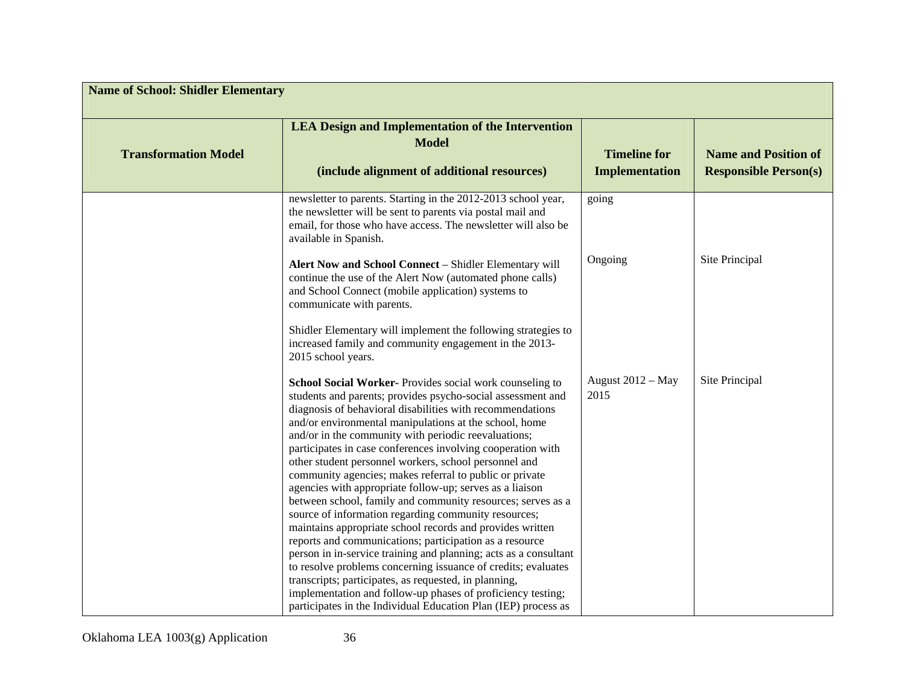| Name of School: Shidler Elementary | | | |
|---|---|---|---|
| **Transformation Model** | **LEA Design and Implementation of the Intervention Model**<br><br>**(include alignment of additional resources)** | **Timeline for Implementation** | **Name and Position of Responsible Person(s)** |
| | newsletter to parents. Starting in the 2012-2013 school year, the newsletter will be sent to parents via postal mail and email, for those who have access. The newsletter will also be available in Spanish. | going | |
| | **Alert Now and School Connect** – Shidler Elementary will continue the use of the Alert Now (automated phone calls) and School Connect (mobile application) systems to communicate with parents.<br><br>Shidler Elementary will implement the following strategies to increased family and community engagement in the 2013-2015 school years. | Ongoing | Site Principal |
| | **School Social Worker-** Provides social work counseling to students and parents; provides psycho-social assessment and diagnosis of behavioral disabilities with recommendations and/or environmental manipulations at the school, home and/or in the community with periodic reevaluations; participates in case conferences involving cooperation with other student personnel workers, school personnel and community agencies; makes referral to public or private agencies with appropriate follow-up; serves as a liaison between school, family and community resources; serves as a source of information regarding community resources; maintains appropriate school records and provides written reports and communications; participation as a resource person in in-service training and planning; acts as a consultant to resolve problems concerning issuance of credits; evaluates transcripts; participates, as requested, in planning, implementation and follow-up phases of proficiency testing; participates in the Individual Education Plan (IEP) process as | August 2012 – May 2015 | Site Principal |

Oklahoma LEA 1003(g) Application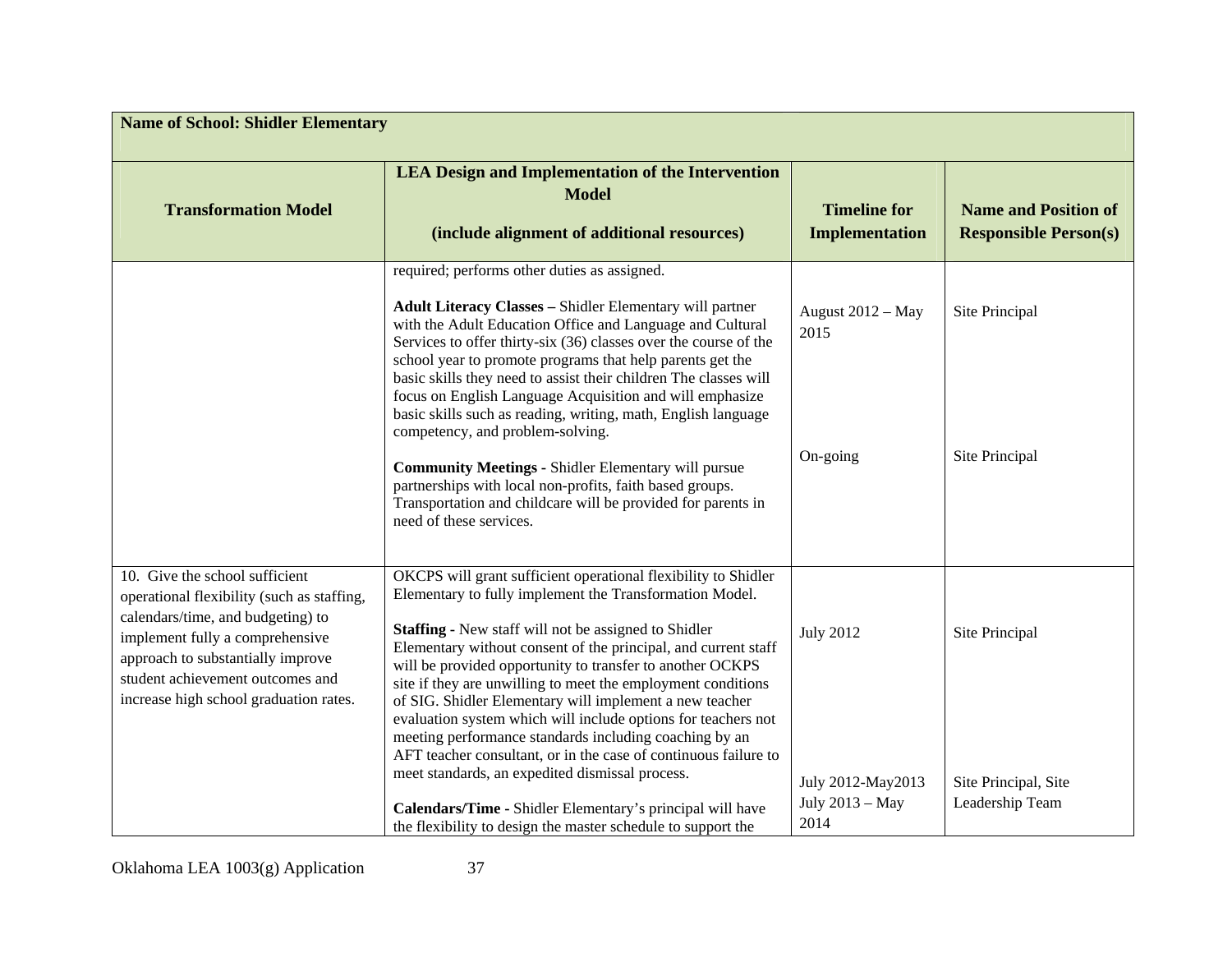| Name of School: Shidler Elementary | | | |
|---|---|---|---|
| **Transformation Model** | **LEA Design and Implementation of the Intervention Model**<br><br>**(include alignment of additional resources)** | **Timeline for Implementation** | **Name and Position of Responsible Person(s)** |
| | required; performs other duties as assigned.<br><br>**Adult Literacy Classes –** Shidler Elementary will partner with the Adult Education Office and Language and Cultural Services to offer thirty-six (36) classes over the course of the school year to promote programs that help parents get the basic skills they need to assist their children The classes will focus on English Language Acquisition and will emphasize basic skills such as reading, writing, math, English language competency, and problem-solving.<br><br>**Community Meetings -** Shidler Elementary will pursue partnerships with local non-profits, faith based groups. Transportation and childcare will be provided for parents in need of these services. | August 2012 – May 2015<br><br>On-going | Site Principal<br><br>Site Principal |
| 10. Give the school sufficient operational flexibility (such as staffing, calendars/time, and budgeting) to implement fully a comprehensive approach to substantially improve student achievement outcomes and increase high school graduation rates. | OKCPS will grant sufficient operational flexibility to Shidler Elementary to fully implement the Transformation Model.<br><br>**Staffing -** New staff will not be assigned to Shidler Elementary without consent of the principal, and current staff will be provided opportunity to transfer to another OCKPS site if they are unwilling to meet the employment conditions of SIG. Shidler Elementary will implement a new teacher evaluation system which will include options for teachers not meeting performance standards including coaching by an AFT teacher consultant, or in the case of continuous failure to meet standards, an expedited dismissal process.<br><br>**Calendars/Time -** Shidler Elementary's principal will have the flexibility to design the master schedule to support the | July 2012<br><br>July 2012-May2013<br>July 2013 – May 2014 | Site Principal<br><br>Site Principal, Site Leadership Team |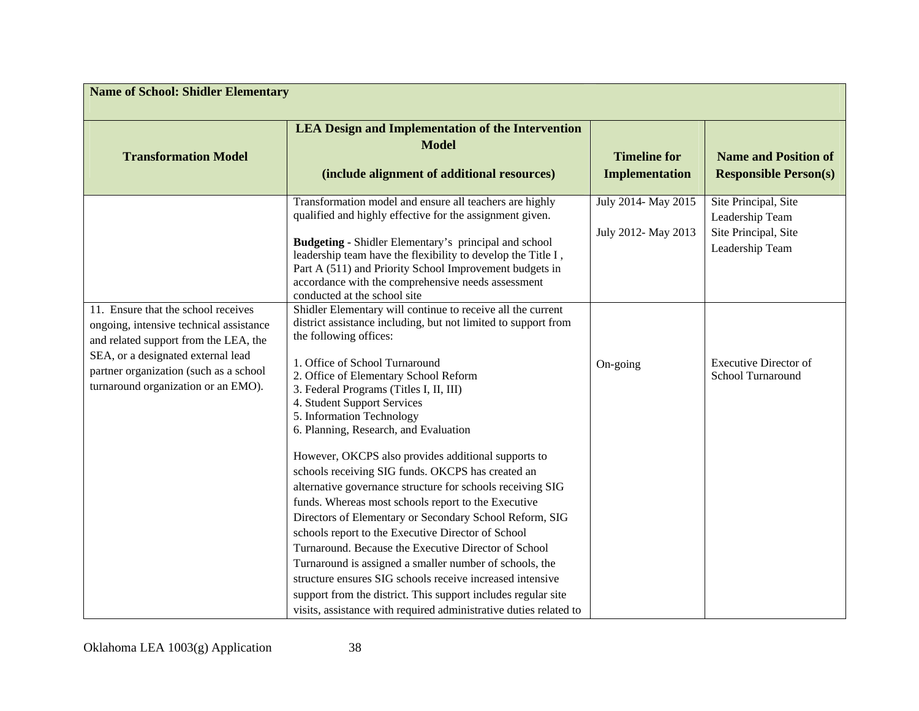| Name of School: Shidler Elementary | | | |
|---|---|---|---|
| **Transformation Model** | **LEA Design and Implementation of the Intervention Model**<br><br>**(include alignment of additional resources)** | **Timeline for Implementation** | **Name and Position of Responsible Person(s)** |
| | Transformation model and ensure all teachers are highly qualified and highly effective for the assignment given.<br><br>**Budgeting -** Shidler Elementary's principal and school leadership team have the flexibility to develop the Title I , Part A (511) and Priority School Improvement budgets in accordance with the comprehensive needs assessment conducted at the school site | July 2014- May 2015<br><br>July 2012- May 2013 | Site Principal, Site Leadership Team<br>Site Principal, Site Leadership Team |
| 11. Ensure that the school receives ongoing, intensive technical assistance and related support from the LEA, the SEA, or a designated external lead partner organization (such as a school turnaround organization or an EMO). | Shidler Elementary will continue to receive all the current district assistance including, but not limited to support from the following offices:<br><br>1. Office of School Turnaround<br>2. Office of Elementary School Reform<br>3. Federal Programs (Titles I, II, III)<br>4. Student Support Services<br>5. Information Technology<br>6. Planning, Research, and Evaluation<br><br>However, OKCPS also provides additional supports to schools receiving SIG funds. OKCPS has created an alternative governance structure for schools receiving SIG funds. Whereas most schools report to the Executive Directors of Elementary or Secondary School Reform, SIG schools report to the Executive Director of School Turnaround. Because the Executive Director of School Turnaround is assigned a smaller number of schools, the structure ensures SIG schools receive increased intensive support from the district. This support includes regular site visits, assistance with required administrative duties related to | On-going | Executive Director of School Turnaround |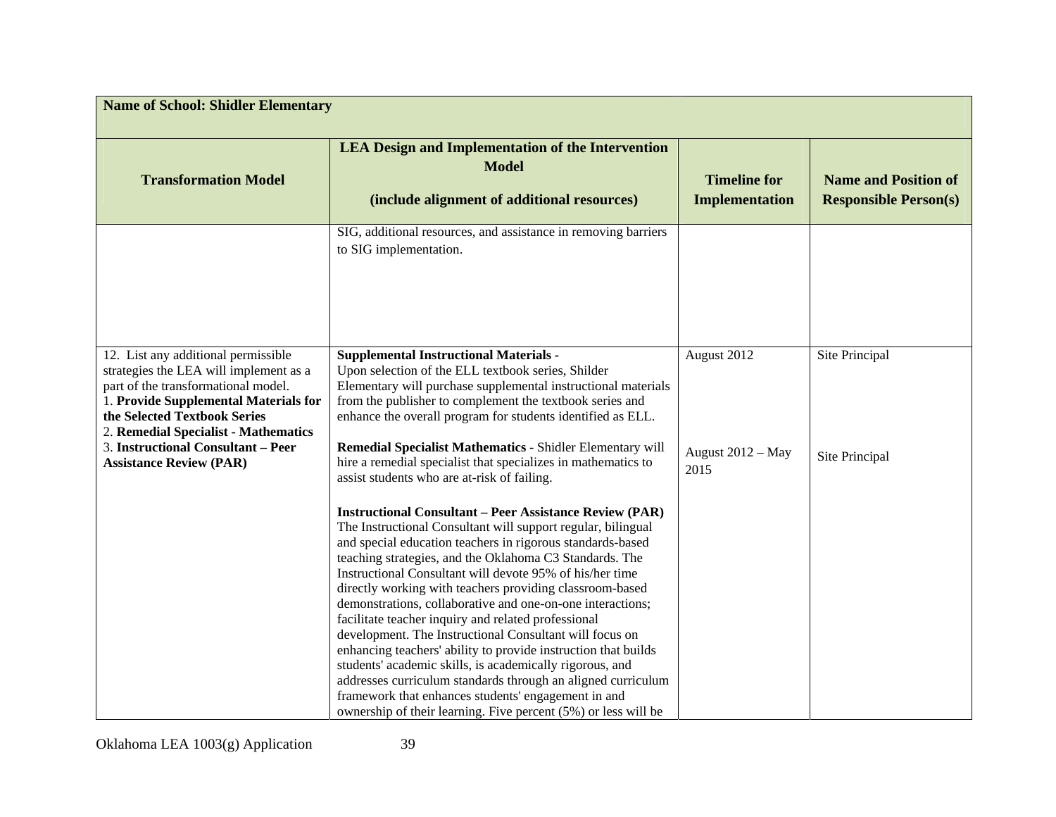| **Name of School: Shidler Elementary** | | | |
|---|---|---|---|
| **Transformation Model** | **LEA Design and Implementation of the Intervention Model**<br><br>**(include alignment of additional resources)** | **Timeline for Implementation** | **Name and Position of Responsible Person(s)** |
| | SIG, additional resources, and assistance in removing barriers to SIG implementation. | | |
| 12. List any additional permissible strategies the LEA will implement as a part of the transformational model.<br>1. **Provide Supplemental Materials for the Selected Textbook Series**<br>2. **Remedial Specialist - Mathematics**<br>3. **Instructional Consultant – Peer Assistance Review (PAR)** | **Supplemental Instructional Materials -**<br>Upon selection of the ELL textbook series, Shidler Elementary will purchase supplemental instructional materials from the publisher to complement the textbook series and enhance the overall program for students identified as ELL.<br><br>**Remedial Specialist Mathematics** - Shidler Elementary will hire a remedial specialist that specializes in mathematics to assist students who are at-risk of failing.<br><br>**Instructional Consultant – Peer Assistance Review (PAR)**<br>The Instructional Consultant will support regular, bilingual and special education teachers in rigorous standards-based teaching strategies, and the Oklahoma C3 Standards. The Instructional Consultant will devote 95% of his/her time directly working with teachers providing classroom-based demonstrations, collaborative and one-on-one interactions; facilitate teacher inquiry and related professional development. The Instructional Consultant will focus on enhancing teachers' ability to provide instruction that builds students' academic skills, is academically rigorous, and addresses curriculum standards through an aligned curriculum framework that enhances students' engagement in and ownership of their learning. Five percent (5%) or less will be | August 2012<br><br>August 2012 – May 2015 | Site Principal<br><br>Site Principal |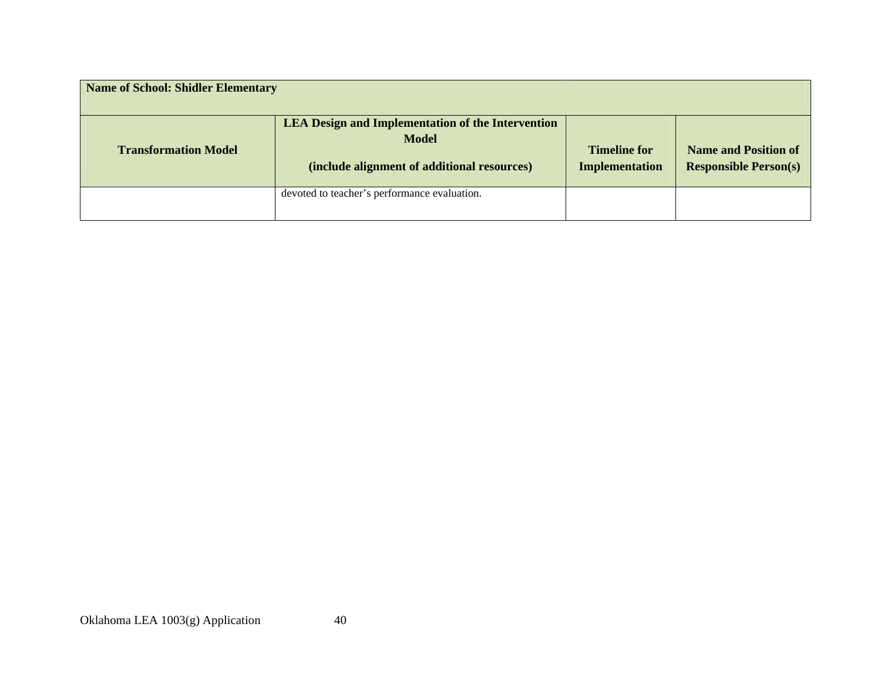| Name of School: Shidler Elementary | | | |
|---|---|---|---|
| **Transformation Model** | **LEA Design and Implementation of the Intervention Model**<br><br>**(include alignment of additional resources)** | **Timeline for Implementation** | **Name and Position of Responsible Person(s)** |
| | devoted to teacher's performance evaluation. | | |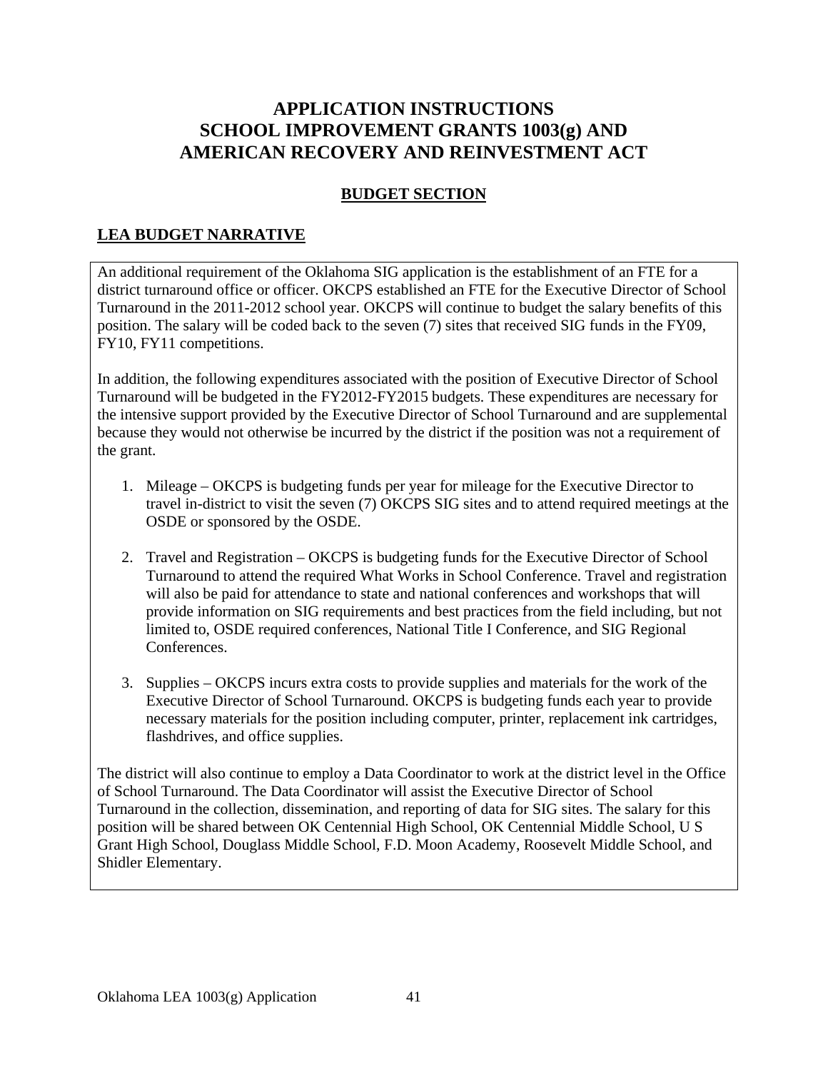# APPLICATION INSTRUCTIONS
# SCHOOL IMPROVEMENT GRANTS 1003(g) AND
# AMERICAN RECOVERY AND REINVESTMENT ACT

## BUDGET SECTION

### LEA BUDGET NARRATIVE

An additional requirement of the Oklahoma SIG application is the establishment of an FTE for a district turnaround office or officer. OKCPS established an FTE for the Executive Director of School Turnaround in the 2011-2012 school year. OKCPS will continue to budget the salary benefits of this position. The salary will be coded back to the seven (7) sites that received SIG funds in the FY09, FY10, FY11 competitions.

In addition, the following expenditures associated with the position of Executive Director of School Turnaround will be budgeted in the FY2012-FY2015 budgets. These expenditures are necessary for the intensive support provided by the Executive Director of School Turnaround and are supplemental because they would not otherwise be incurred by the district if the position was not a requirement of the grant.

1. Mileage – OKCPS is budgeting funds per year for mileage for the Executive Director to travel in-district to visit the seven (7) OKCPS SIG sites and to attend required meetings at the OSDE or sponsored by the OSDE.

2. Travel and Registration – OKCPS is budgeting funds for the Executive Director of School Turnaround to attend the required What Works in School Conference. Travel and registration will also be paid for attendance to state and national conferences and workshops that will provide information on SIG requirements and best practices from the field including, but not limited to, OSDE required conferences, National Title I Conference, and SIG Regional Conferences.

3. Supplies – OKCPS incurs extra costs to provide supplies and materials for the work of the Executive Director of School Turnaround. OKCPS is budgeting funds each year to provide necessary materials for the position including computer, printer, replacement ink cartridges, flashdrives, and office supplies.

The district will also continue to employ a Data Coordinator to work at the district level in the Office of School Turnaround. The Data Coordinator will assist the Executive Director of School Turnaround in the collection, dissemination, and reporting of data for SIG sites. The salary for this position will be shared between OK Centennial High School, OK Centennial Middle School, U S Grant High School, Douglass Middle School, F.D. Moon Academy, Roosevelt Middle School, and Shidler Elementary.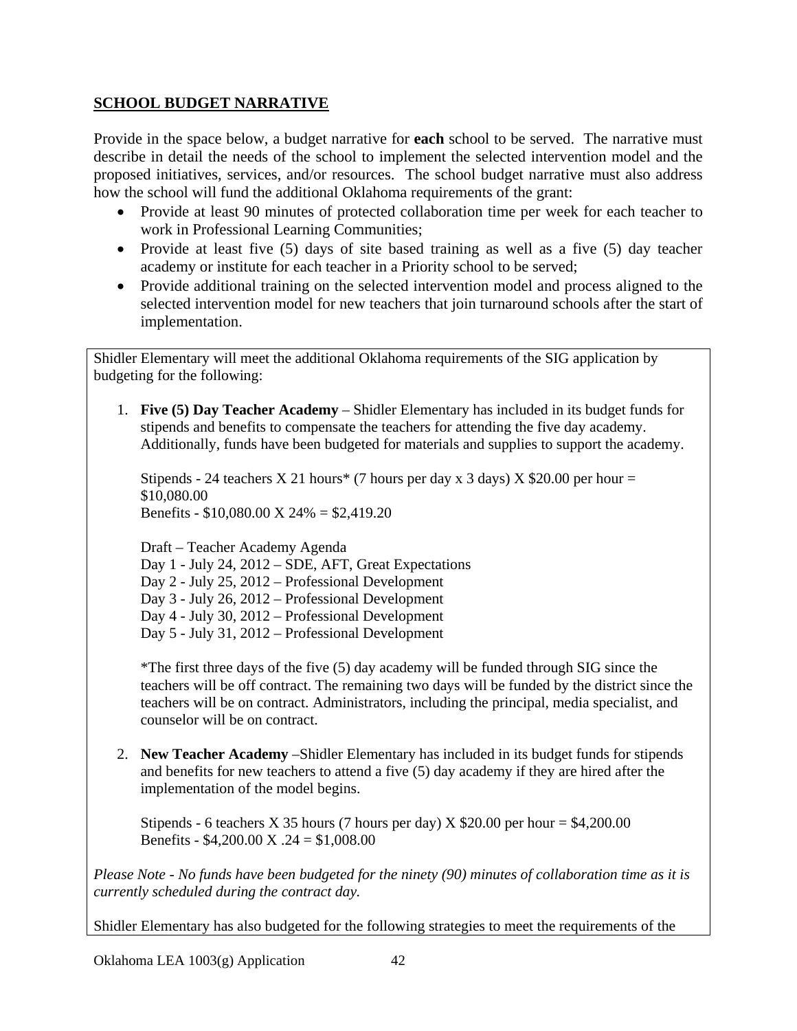## SCHOOL BUDGET NARRATIVE

Provide in the space below, a budget narrative for **each** school to be served. The narrative must describe in detail the needs of the school to implement the selected intervention model and the proposed initiatives, services, and/or resources. The school budget narrative must also address how the school will fund the additional Oklahoma requirements of the grant:

- Provide at least 90 minutes of protected collaboration time per week for each teacher to work in Professional Learning Communities;
- Provide at least five (5) days of site based training as well as a five (5) day teacher academy or institute for each teacher in a Priority school to be served;
- Provide additional training on the selected intervention model and process aligned to the selected intervention model for new teachers that join turnaround schools after the start of implementation.

Shidler Elementary will meet the additional Oklahoma requirements of the SIG application by budgeting for the following:

1. **Five (5) Day Teacher Academy** – Shidler Elementary has included in its budget funds for stipends and benefits to compensate the teachers for attending the five day academy. Additionally, funds have been budgeted for materials and supplies to support the academy.

   Stipends - 24 teachers X 21 hours* (7 hours per day x 3 days) X $20.00 per hour = $10,080.00
   Benefits - $10,080.00 X 24% = $2,419.20

   Draft – Teacher Academy Agenda
   Day 1 - July 24, 2012 – SDE, AFT, Great Expectations
   Day 2 - July 25, 2012 – Professional Development
   Day 3 - July 26, 2012 – Professional Development
   Day 4 - July 30, 2012 – Professional Development
   Day 5 - July 31, 2012 – Professional Development

   *The first three days of the five (5) day academy will be funded through SIG since the teachers will be off contract. The remaining two days will be funded by the district since the teachers will be on contract. Administrators, including the principal, media specialist, and counselor will be on contract.

2. **New Teacher Academy** –Shidler Elementary has included in its budget funds for stipends and benefits for new teachers to attend a five (5) day academy if they are hired after the implementation of the model begins.

   Stipends - 6 teachers X 35 hours (7 hours per day) X $20.00 per hour = $4,200.00
   Benefits - $4,200.00 X .24 = $1,008.00

*Please Note - No funds have been budgeted for the ninety (90) minutes of collaboration time as it is currently scheduled during the contract day.*

Shidler Elementary has also budgeted for the following strategies to meet the requirements of the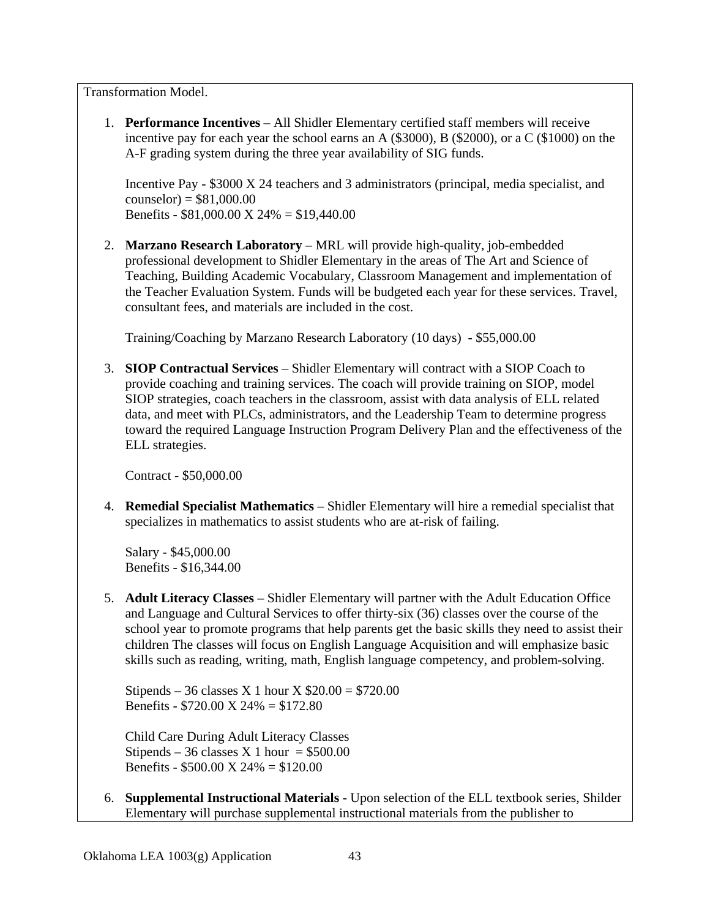Transformation Model.

1. **Performance Incentives** – All Shidler Elementary certified staff members will receive incentive pay for each year the school earns an A ($3000), B ($2000), or a C ($1000) on the A-F grading system during the three year availability of SIG funds.

   Incentive Pay - $3000 X 24 teachers and 3 administrators (principal, media specialist, and counselor) = $81,000.00
   Benefits - $81,000.00 X 24% = $19,440.00

2. **Marzano Research Laboratory** – MRL will provide high-quality, job-embedded professional development to Shidler Elementary in the areas of The Art and Science of Teaching, Building Academic Vocabulary, Classroom Management and implementation of the Teacher Evaluation System. Funds will be budgeted each year for these services. Travel, consultant fees, and materials are included in the cost.

   Training/Coaching by Marzano Research Laboratory (10 days) - $55,000.00

3. **SIOP Contractual Services** – Shidler Elementary will contract with a SIOP Coach to provide coaching and training services. The coach will provide training on SIOP, model SIOP strategies, coach teachers in the classroom, assist with data analysis of ELL related data, and meet with PLCs, administrators, and the Leadership Team to determine progress toward the required Language Instruction Program Delivery Plan and the effectiveness of the ELL strategies.

   Contract - $50,000.00

4. **Remedial Specialist Mathematics** – Shidler Elementary will hire a remedial specialist that specializes in mathematics to assist students who are at-risk of failing.

   Salary - $45,000.00
   Benefits - $16,344.00

5. **Adult Literacy Classes** – Shidler Elementary will partner with the Adult Education Office and Language and Cultural Services to offer thirty-six (36) classes over the course of the school year to promote programs that help parents get the basic skills they need to assist their children The classes will focus on English Language Acquisition and will emphasize basic skills such as reading, writing, math, English language competency, and problem-solving.

   Stipends – 36 classes X 1 hour X $20.00 = $720.00
   Benefits - $720.00 X 24% = $172.80

   Child Care During Adult Literacy Classes
   Stipends – 36 classes X 1 hour = $500.00
   Benefits - $500.00 X 24% = $120.00

6. **Supplemental Instructional Materials** - Upon selection of the ELL textbook series, Shidler Elementary will purchase supplemental instructional materials from the publisher to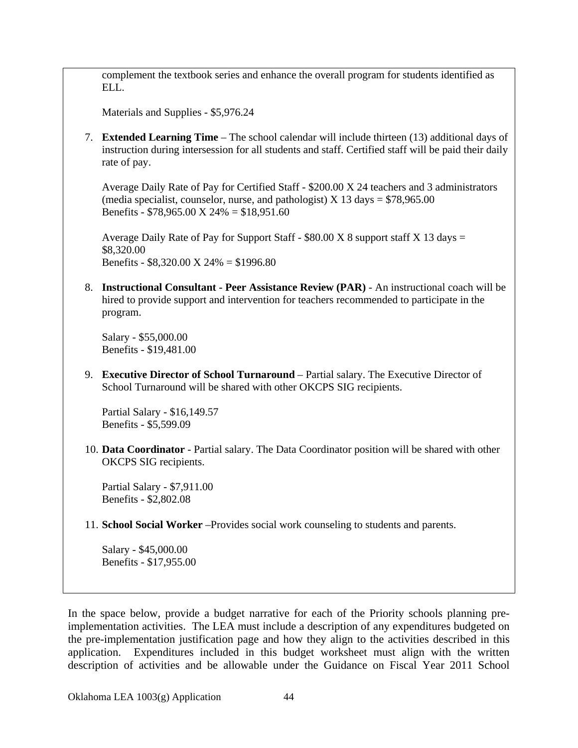complement the textbook series and enhance the overall program for students identified as ELL.

Materials and Supplies - $5,976.24

7. **Extended Learning Time** – The school calendar will include thirteen (13) additional days of instruction during intersession for all students and staff. Certified staff will be paid their daily rate of pay.

   Average Daily Rate of Pay for Certified Staff - $200.00 X 24 teachers and 3 administrators (media specialist, counselor, nurse, and pathologist) X 13 days = $78,965.00
   Benefits - $78,965.00 X 24% = $18,951.60

   Average Daily Rate of Pay for Support Staff - $80.00 X 8 support staff X 13 days = $8,320.00
   Benefits - $8,320.00 X 24% = $1996.80

8. **Instructional Consultant - Peer Assistance Review (PAR)** - An instructional coach will be hired to provide support and intervention for teachers recommended to participate in the program.

   Salary - $55,000.00
   Benefits - $19,481.00

9. **Executive Director of School Turnaround** – Partial salary. The Executive Director of School Turnaround will be shared with other OKCPS SIG recipients.

   Partial Salary - $16,149.57
   Benefits - $5,599.09

10. **Data Coordinator** - Partial salary. The Data Coordinator position will be shared with other OKCPS SIG recipients.

    Partial Salary - $7,911.00
    Benefits - $2,802.08

11. **School Social Worker** –Provides social work counseling to students and parents.

    Salary - $45,000.00
    Benefits - $17,955.00

In the space below, provide a budget narrative for each of the Priority schools planning pre-implementation activities. The LEA must include a description of any expenditures budgeted on the pre-implementation justification page and how they align to the activities described in this application. Expenditures included in this budget worksheet must align with the written description of activities and be allowable under the Guidance on Fiscal Year 2011 School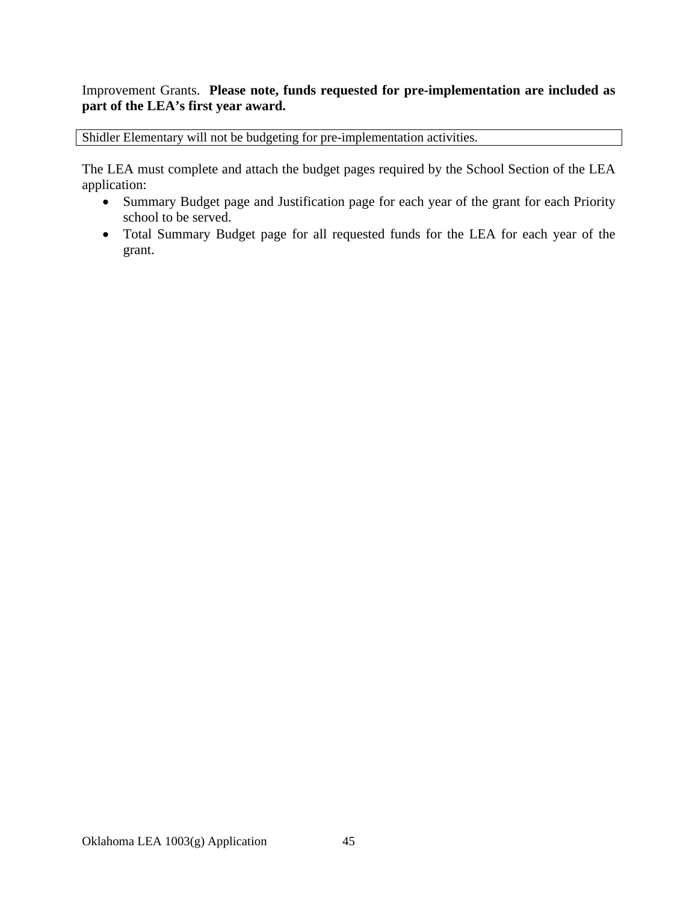Improvement Grants.  **Please note, funds requested for pre-implementation are included as part of the LEA's first year award.**

| |
|---|
| Shidler Elementary will not be budgeting for pre-implementation activities. |

The LEA must complete and attach the budget pages required by the School Section of the LEA application:

- Summary Budget page and Justification page for each year of the grant for each Priority school to be served.
- Total Summary Budget page for all requested funds for the LEA for each year of the grant.